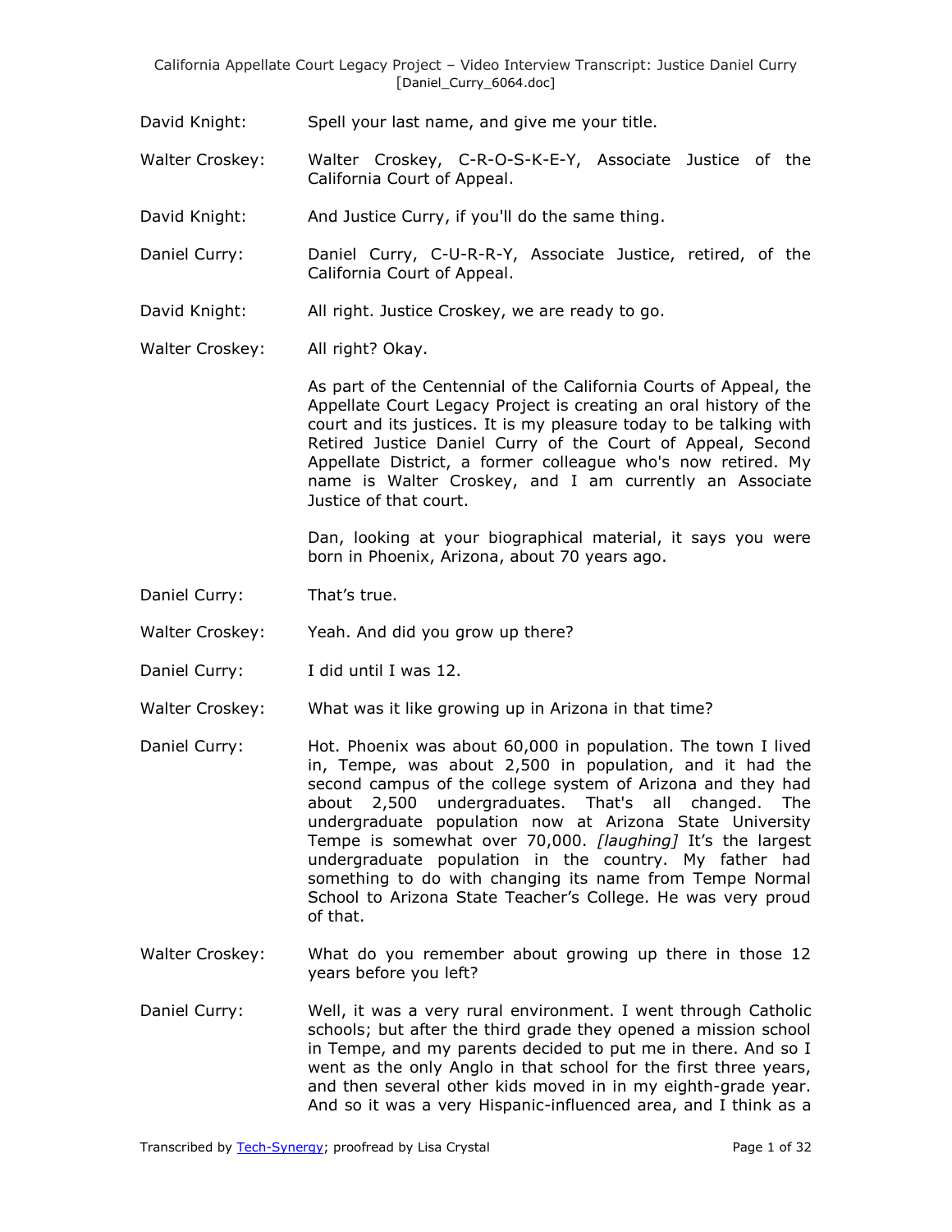David Knight: Spell your last name, and give me your title.

Walter Croskey: Walter Croskey, C-R-O-S-K-E-Y, Associate Justice of the California Court of Appeal.

David Knight: And Justice Curry, if you'll do the same thing.

Daniel Curry: Daniel Curry, C-U-R-R-Y, Associate Justice, retired, of the California Court of Appeal.

David Knight: All right. Justice Croskey, we are ready to go.

Walter Croskey: All right? Okay.

As part of the Centennial of the California Courts of Appeal, the Appellate Court Legacy Project is creating an oral history of the court and its justices. It is my pleasure today to be talking with Retired Justice Daniel Curry of the Court of Appeal, Second Appellate District, a former colleague who's now retired. My name is Walter Croskey, and I am currently an Associate Justice of that court.

Dan, looking at your biographical material, it says you were born in Phoenix, Arizona, about 70 years ago.

Daniel Curry: That's true.

Walter Croskey: Yeah. And did you grow up there?

Daniel Curry: I did until I was 12.

Walter Croskey: What was it like growing up in Arizona in that time?

Daniel Curry: Hot. Phoenix was about 60,000 in population. The town I lived in, Tempe, was about 2,500 in population, and it had the second campus of the college system of Arizona and they had about 2,500 undergraduates. That's all changed. The undergraduate population now at Arizona State University Tempe is somewhat over 70,000. *[laughing]* It's the largest undergraduate population in the country. My father had something to do with changing its name from Tempe Normal School to Arizona State Teacher's College. He was very proud of that.

Walter Croskey: What do you remember about growing up there in those 12 years before you left?

Daniel Curry: Well, it was a very rural environment. I went through Catholic schools; but after the third grade they opened a mission school in Tempe, and my parents decided to put me in there. And so I went as the only Anglo in that school for the first three years, and then several other kids moved in in my eighth-grade year. And so it was a very Hispanic-influenced area, and I think as a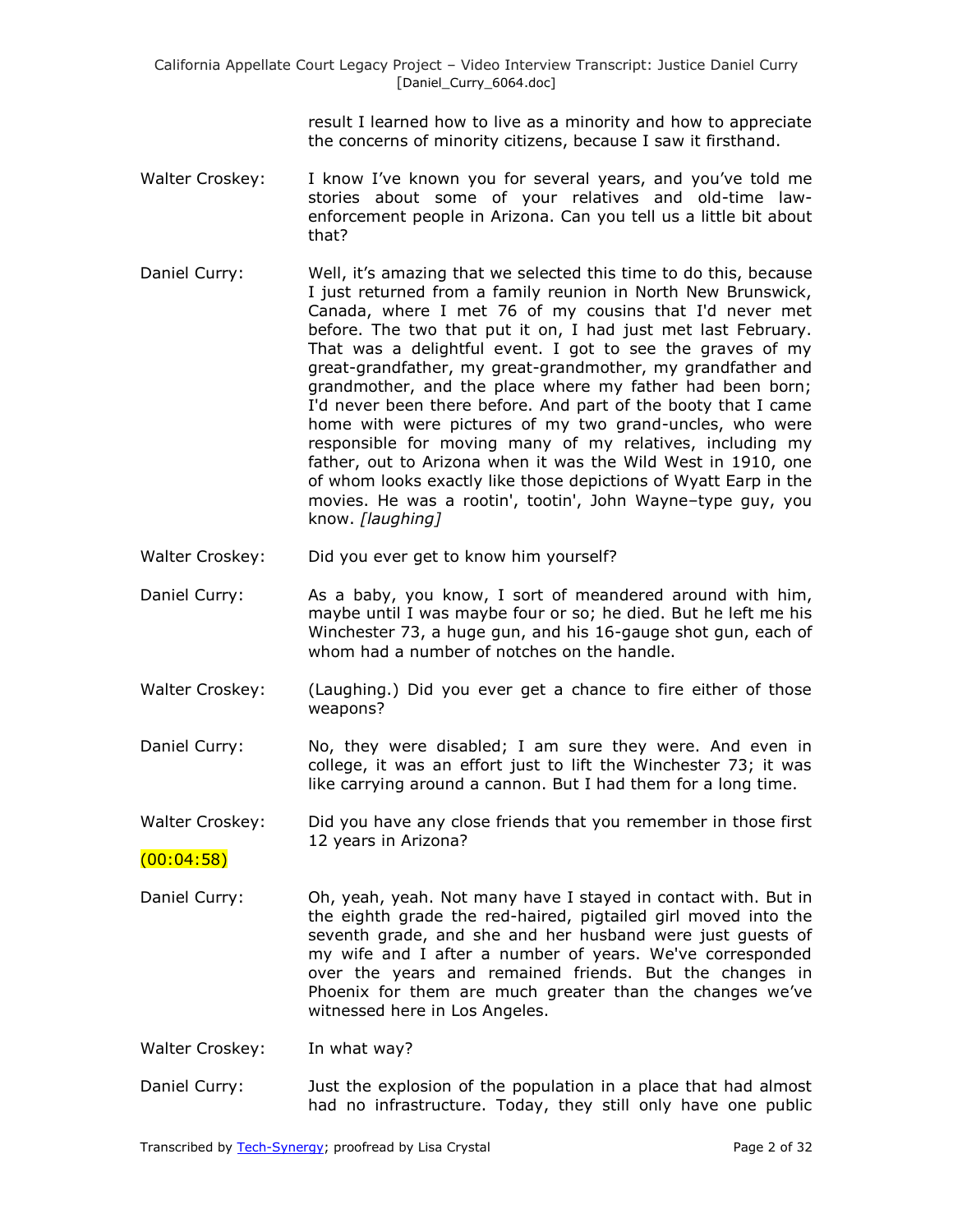result I learned how to live as a minority and how to appreciate the concerns of minority citizens, because I saw it firsthand.

Walter Croskey: I know I've known you for several years, and you've told me stories about some of your relatives and old-time law-enforcement people in Arizona. Can you tell us a little bit about that?

Daniel Curry: Well, it's amazing that we selected this time to do this, because I just returned from a family reunion in North New Brunswick, Canada, where I met 76 of my cousins that I'd never met before. The two that put it on, I had just met last February. That was a delightful event. I got to see the graves of my great-grandfather, my great-grandmother, my grandfather and grandmother, and the place where my father had been born; I'd never been there before. And part of the booty that I came home with were pictures of my two grand-uncles, who were responsible for moving many of my relatives, including my father, out to Arizona when it was the Wild West in 1910, one of whom looks exactly like those depictions of Wyatt Earp in the movies. He was a rootin', tootin', John Wayne–type guy, you know. *[laughing]*

Walter Croskey: Did you ever get to know him yourself?

Daniel Curry: As a baby, you know, I sort of meandered around with him, maybe until I was maybe four or so; he died. But he left me his Winchester 73, a huge gun, and his 16-gauge shot gun, each of whom had a number of notches on the handle.

Walter Croskey: (Laughing.) Did you ever get a chance to fire either of those weapons?

Daniel Curry: No, they were disabled; I am sure they were. And even in college, it was an effort just to lift the Winchester 73; it was like carrying around a cannon. But I had them for a long time.

Walter Croskey: Did you have any close friends that you remember in those first 12 years in Arizona?

(00:04:58)

Daniel Curry: Oh, yeah, yeah. Not many have I stayed in contact with. But in the eighth grade the red-haired, pigtailed girl moved into the seventh grade, and she and her husband were just guests of my wife and I after a number of years. We've corresponded over the years and remained friends. But the changes in Phoenix for them are much greater than the changes we've witnessed here in Los Angeles.

Walter Croskey: In what way?

Daniel Curry: Just the explosion of the population in a place that had almost had no infrastructure. Today, they still only have one public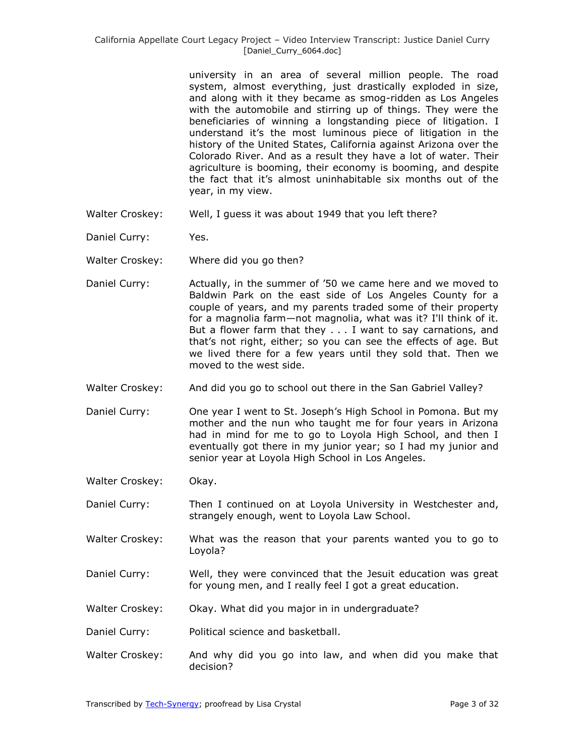university in an area of several million people. The road system, almost everything, just drastically exploded in size, and along with it they became as smog-ridden as Los Angeles with the automobile and stirring up of things. They were the beneficiaries of winning a longstanding piece of litigation. I understand it's the most luminous piece of litigation in the history of the United States, California against Arizona over the Colorado River. And as a result they have a lot of water. Their agriculture is booming, their economy is booming, and despite the fact that it's almost uninhabitable six months out of the year, in my view.

Walter Croskey: Well, I guess it was about 1949 that you left there?

Daniel Curry: Yes.

Walter Croskey: Where did you go then?

Daniel Curry: Actually, in the summer of '50 we came here and we moved to Baldwin Park on the east side of Los Angeles County for a couple of years, and my parents traded some of their property for a magnolia farm—not magnolia, what was it? I'll think of it. But a flower farm that they . . . I want to say carnations, and that's not right, either; so you can see the effects of age. But we lived there for a few years until they sold that. Then we moved to the west side.

Walter Croskey: And did you go to school out there in the San Gabriel Valley?

Daniel Curry: One year I went to St. Joseph's High School in Pomona. But my mother and the nun who taught me for four years in Arizona had in mind for me to go to Loyola High School, and then I eventually got there in my junior year; so I had my junior and senior year at Loyola High School in Los Angeles.

Walter Croskey: Okay.

Daniel Curry: Then I continued on at Loyola University in Westchester and, strangely enough, went to Loyola Law School.

Walter Croskey: What was the reason that your parents wanted you to go to Loyola?

Daniel Curry: Well, they were convinced that the Jesuit education was great for young men, and I really feel I got a great education.

Walter Croskey: Okay. What did you major in in undergraduate?

Daniel Curry: Political science and basketball.

Walter Croskey: And why did you go into law, and when did you make that decision?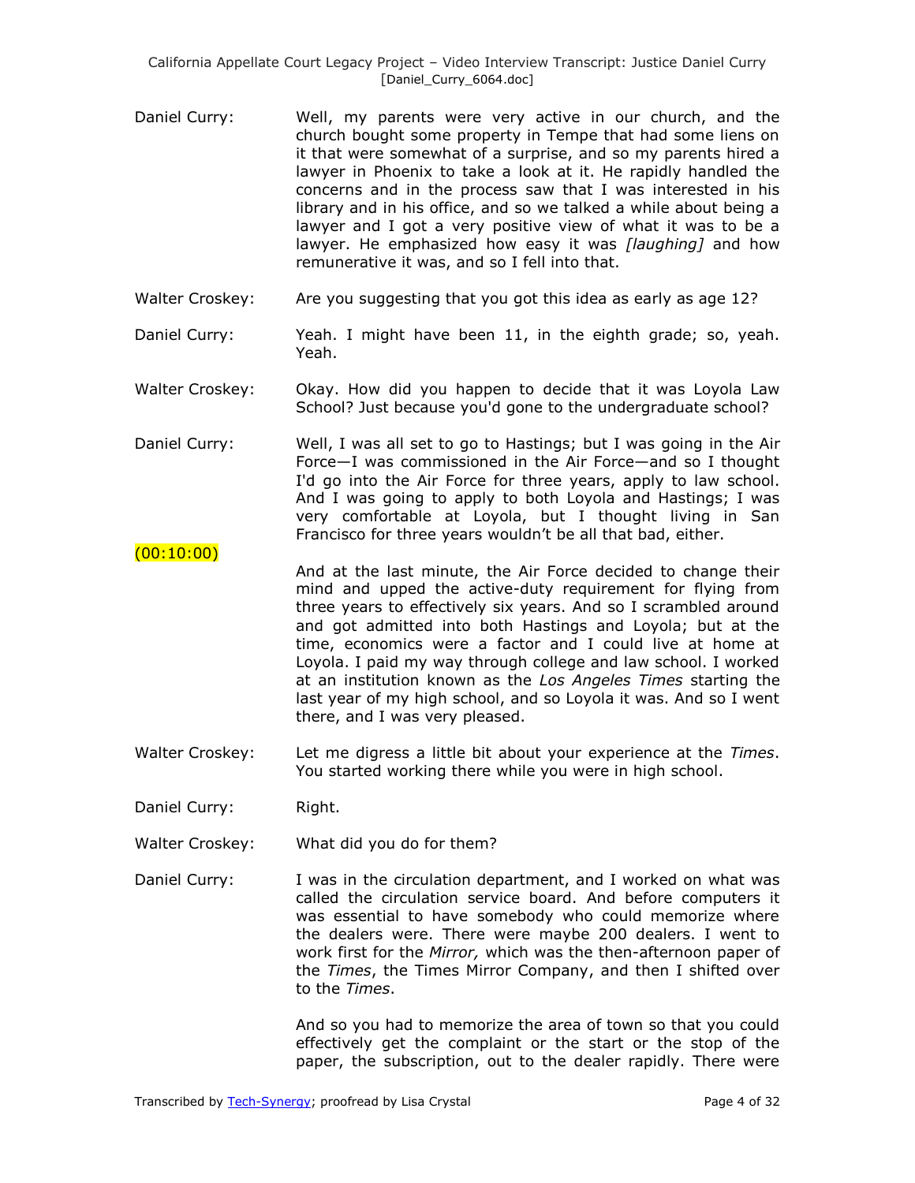Daniel Curry: Well, my parents were very active in our church, and the church bought some property in Tempe that had some liens on it that were somewhat of a surprise, and so my parents hired a lawyer in Phoenix to take a look at it. He rapidly handled the concerns and in the process saw that I was interested in his library and in his office, and so we talked a while about being a lawyer and I got a very positive view of what it was to be a lawyer. He emphasized how easy it was *[laughing]* and how remunerative it was, and so I fell into that.

Walter Croskey: Are you suggesting that you got this idea as early as age 12?

Daniel Curry: Yeah. I might have been 11, in the eighth grade; so, yeah. Yeah.

Walter Croskey: Okay. How did you happen to decide that it was Loyola Law School? Just because you'd gone to the undergraduate school?

Daniel Curry: Well, I was all set to go to Hastings; but I was going in the Air Force—I was commissioned in the Air Force—and so I thought I'd go into the Air Force for three years, apply to law school. And I was going to apply to both Loyola and Hastings; I was very comfortable at Loyola, but I thought living in San Francisco for three years wouldn't be all that bad, either.

(00:10:00)

And at the last minute, the Air Force decided to change their mind and upped the active-duty requirement for flying from three years to effectively six years. And so I scrambled around and got admitted into both Hastings and Loyola; but at the time, economics were a factor and I could live at home at Loyola. I paid my way through college and law school. I worked at an institution known as the *Los Angeles Times* starting the last year of my high school, and so Loyola it was. And so I went there, and I was very pleased.

Walter Croskey: Let me digress a little bit about your experience at the *Times*. You started working there while you were in high school.

Daniel Curry: Right.

Walter Croskey: What did you do for them?

Daniel Curry: I was in the circulation department, and I worked on what was called the circulation service board. And before computers it was essential to have somebody who could memorize where the dealers were. There were maybe 200 dealers. I went to work first for the *Mirror,* which was the then-afternoon paper of the *Times*, the Times Mirror Company, and then I shifted over to the *Times*.

And so you had to memorize the area of town so that you could effectively get the complaint or the start or the stop of the paper, the subscription, out to the dealer rapidly. There were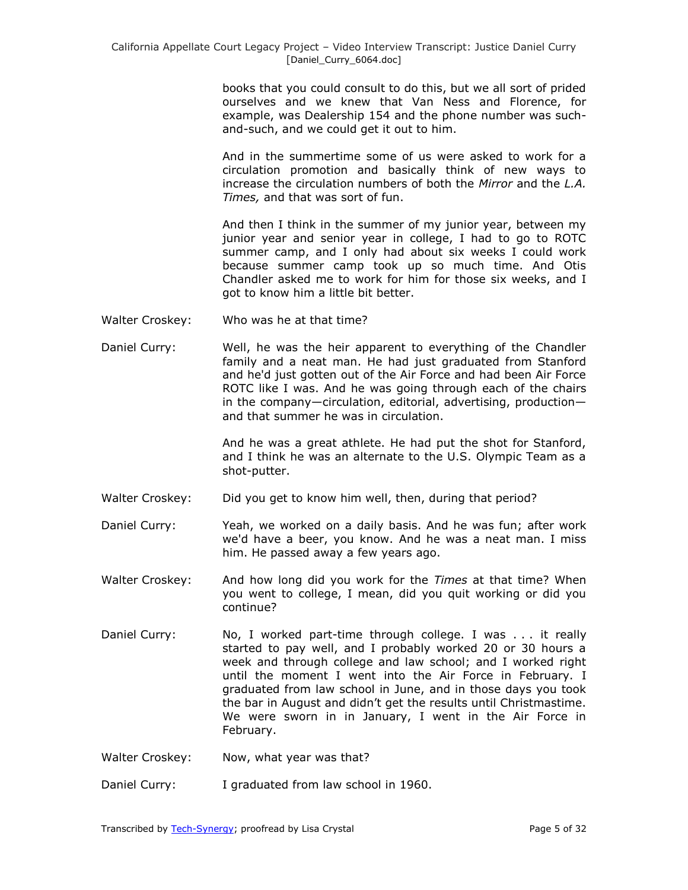books that you could consult to do this, but we all sort of prided ourselves and we knew that Van Ness and Florence, for example, was Dealership 154 and the phone number was such-and-such, and we could get it out to him.

And in the summertime some of us were asked to work for a circulation promotion and basically think of new ways to increase the circulation numbers of both the *Mirror* and the *L.A. Times,* and that was sort of fun.

And then I think in the summer of my junior year, between my junior year and senior year in college, I had to go to ROTC summer camp, and I only had about six weeks I could work because summer camp took up so much time. And Otis Chandler asked me to work for him for those six weeks, and I got to know him a little bit better.

Walter Croskey: Who was he at that time?

Daniel Curry: Well, he was the heir apparent to everything of the Chandler family and a neat man. He had just graduated from Stanford and he'd just gotten out of the Air Force and had been Air Force ROTC like I was. And he was going through each of the chairs in the company—circulation, editorial, advertising, production—and that summer he was in circulation.

And he was a great athlete. He had put the shot for Stanford, and I think he was an alternate to the U.S. Olympic Team as a shot-putter.

Walter Croskey: Did you get to know him well, then, during that period?

Daniel Curry: Yeah, we worked on a daily basis. And he was fun; after work we'd have a beer, you know. And he was a neat man. I miss him. He passed away a few years ago.

Walter Croskey: And how long did you work for the *Times* at that time? When you went to college, I mean, did you quit working or did you continue?

Daniel Curry: No, I worked part-time through college. I was . . . it really started to pay well, and I probably worked 20 or 30 hours a week and through college and law school; and I worked right until the moment I went into the Air Force in February. I graduated from law school in June, and in those days you took the bar in August and didn't get the results until Christmastime. We were sworn in in January, I went in the Air Force in February.

Walter Croskey: Now, what year was that?

Daniel Curry: I graduated from law school in 1960.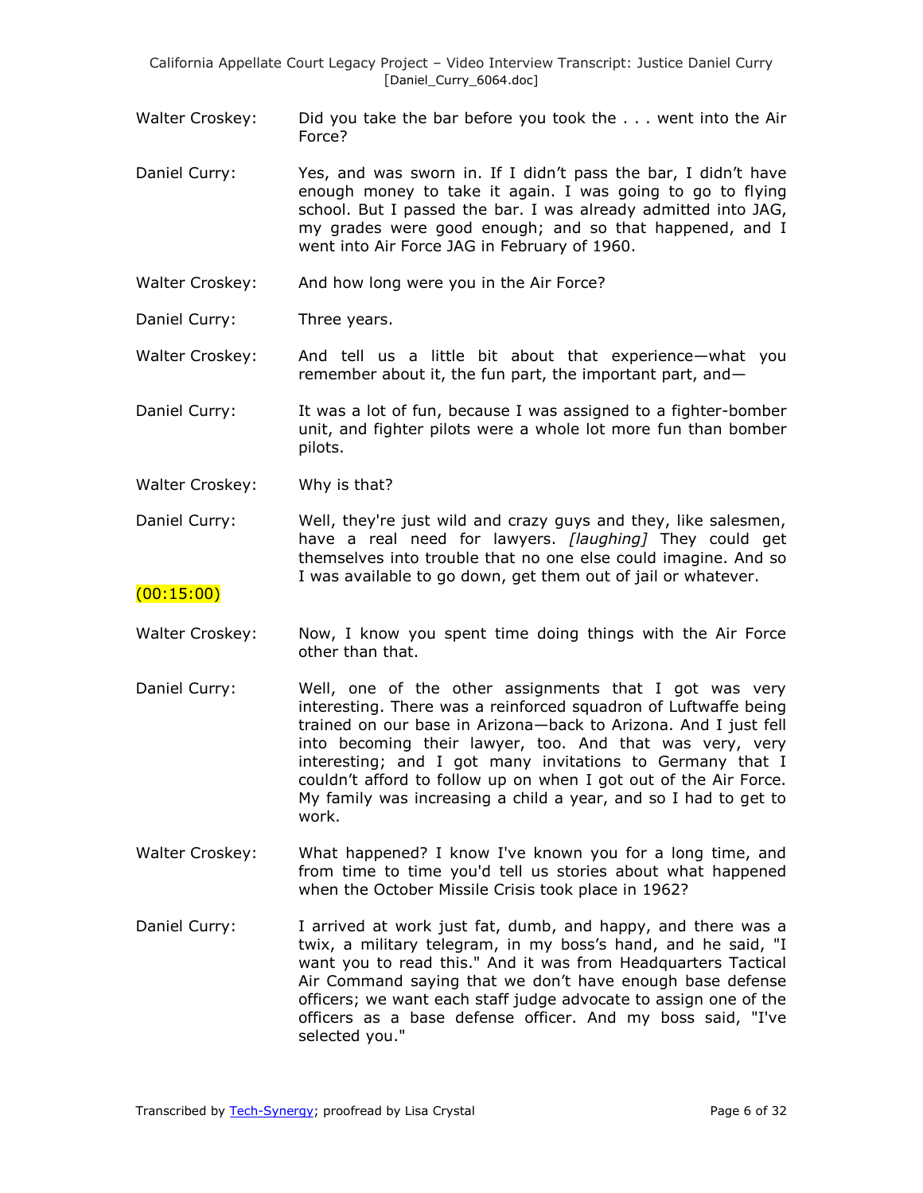Walter Croskey: Did you take the bar before you took the . . . went into the Air Force?

Daniel Curry: Yes, and was sworn in. If I didn't pass the bar, I didn't have enough money to take it again. I was going to go to flying school. But I passed the bar. I was already admitted into JAG, my grades were good enough; and so that happened, and I went into Air Force JAG in February of 1960.

Walter Croskey: And how long were you in the Air Force?

Daniel Curry: Three years.

Walter Croskey: And tell us a little bit about that experience—what you remember about it, the fun part, the important part, and—

Daniel Curry: It was a lot of fun, because I was assigned to a fighter-bomber unit, and fighter pilots were a whole lot more fun than bomber pilots.

Walter Croskey: Why is that?

Daniel Curry: Well, they're just wild and crazy guys and they, like salesmen, have a real need for lawyers. *[laughing]* They could get themselves into trouble that no one else could imagine. And so I was available to go down, get them out of jail or whatever.

(00:15:00)

Walter Croskey: Now, I know you spent time doing things with the Air Force other than that.

Daniel Curry: Well, one of the other assignments that I got was very interesting. There was a reinforced squadron of Luftwaffe being trained on our base in Arizona—back to Arizona. And I just fell into becoming their lawyer, too. And that was very, very interesting; and I got many invitations to Germany that I couldn't afford to follow up on when I got out of the Air Force. My family was increasing a child a year, and so I had to get to work.

Walter Croskey: What happened? I know I've known you for a long time, and from time to time you'd tell us stories about what happened when the October Missile Crisis took place in 1962?

Daniel Curry: I arrived at work just fat, dumb, and happy, and there was a twix, a military telegram, in my boss's hand, and he said, "I want you to read this." And it was from Headquarters Tactical Air Command saying that we don't have enough base defense officers; we want each staff judge advocate to assign one of the officers as a base defense officer. And my boss said, "I've selected you."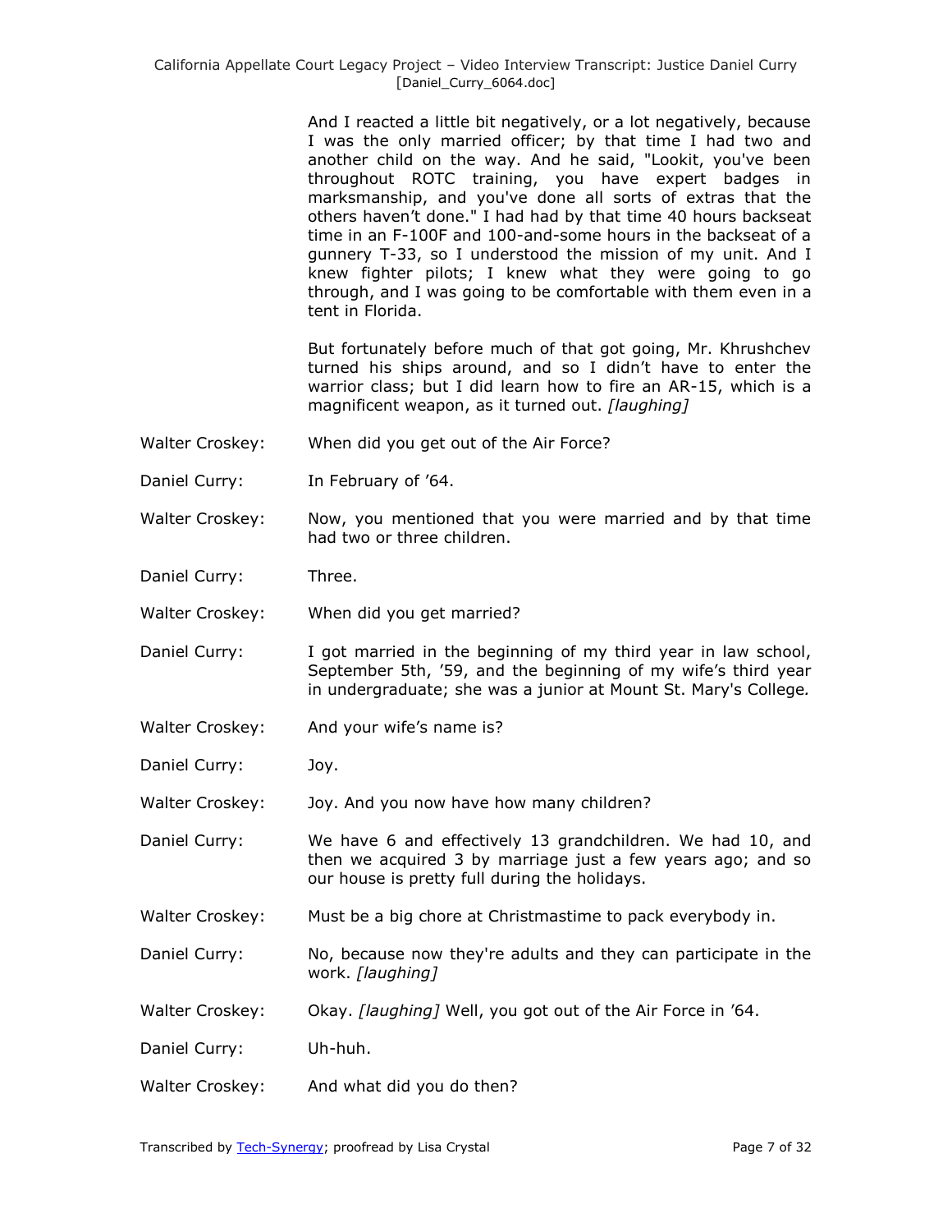And I reacted a little bit negatively, or a lot negatively, because I was the only married officer; by that time I had two and another child on the way. And he said, "Lookit, you've been throughout ROTC training, you have expert badges in marksmanship, and you've done all sorts of extras that the others haven't done." I had had by that time 40 hours backseat time in an F-100F and 100-and-some hours in the backseat of a gunnery T-33, so I understood the mission of my unit. And I knew fighter pilots; I knew what they were going to go through, and I was going to be comfortable with them even in a tent in Florida.

But fortunately before much of that got going, Mr. Khrushchev turned his ships around, and so I didn't have to enter the warrior class; but I did learn how to fire an AR-15, which is a magnificent weapon, as it turned out. *[laughing]*

Walter Croskey: When did you get out of the Air Force?

Daniel Curry: In February of '64.

Walter Croskey: Now, you mentioned that you were married and by that time had two or three children.

Daniel Curry: Three.

Walter Croskey: When did you get married?

Daniel Curry: I got married in the beginning of my third year in law school, September 5th, '59, and the beginning of my wife's third year in undergraduate; she was a junior at Mount St. Mary's College.

Walter Croskey: And your wife's name is?

Daniel Curry: Joy.

Walter Croskey: Joy. And you now have how many children?

Daniel Curry: We have 6 and effectively 13 grandchildren. We had 10, and then we acquired 3 by marriage just a few years ago; and so our house is pretty full during the holidays.

Walter Croskey: Must be a big chore at Christmastime to pack everybody in.

Daniel Curry: No, because now they're adults and they can participate in the work. *[laughing]*

Walter Croskey: Okay. *[laughing]* Well, you got out of the Air Force in '64.

Daniel Curry: Uh-huh.

Walter Croskey: And what did you do then?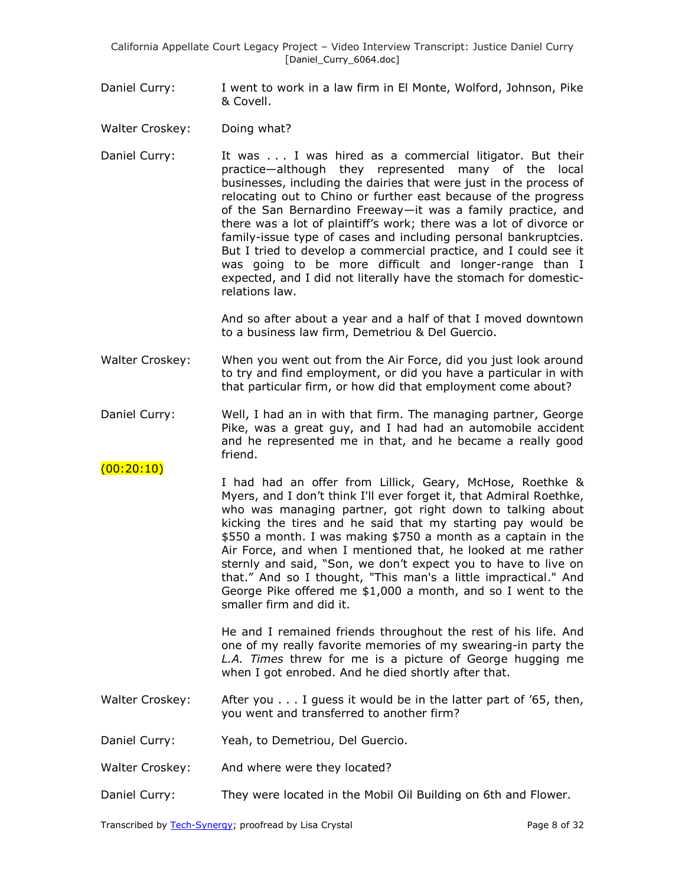Daniel Curry: I went to work in a law firm in El Monte, Wolford, Johnson, Pike & Covell.

Walter Croskey: Doing what?

Daniel Curry: It was . . . I was hired as a commercial litigator. But their practice—although they represented many of the local businesses, including the dairies that were just in the process of relocating out to Chino or further east because of the progress of the San Bernardino Freeway—it was a family practice, and there was a lot of plaintiff's work; there was a lot of divorce or family-issue type of cases and including personal bankruptcies. But I tried to develop a commercial practice, and I could see it was going to be more difficult and longer-range than I expected, and I did not literally have the stomach for domestic-relations law.

And so after about a year and a half of that I moved downtown to a business law firm, Demetriou & Del Guercio.

Walter Croskey: When you went out from the Air Force, did you just look around to try and find employment, or did you have a particular in with that particular firm, or how did that employment come about?

Daniel Curry: Well, I had an in with that firm. The managing partner, George Pike, was a great guy, and I had had an automobile accident and he represented me in that, and he became a really good friend.

(00:20:10)

I had had an offer from Lillick, Geary, McHose, Roethke & Myers, and I don't think I'll ever forget it, that Admiral Roethke, who was managing partner, got right down to talking about kicking the tires and he said that my starting pay would be $550 a month. I was making $750 a month as a captain in the Air Force, and when I mentioned that, he looked at me rather sternly and said, "Son, we don't expect you to have to live on that." And so I thought, "This man's a little impractical." And George Pike offered me $1,000 a month, and so I went to the smaller firm and did it.

He and I remained friends throughout the rest of his life. And one of my really favorite memories of my swearing-in party the *L.A. Times* threw for me is a picture of George hugging me when I got enrobed. And he died shortly after that.

Walter Croskey: After you . . . I guess it would be in the latter part of '65, then, you went and transferred to another firm?

Daniel Curry: Yeah, to Demetriou, Del Guercio.

Walter Croskey: And where were they located?

Daniel Curry: They were located in the Mobil Oil Building on 6th and Flower.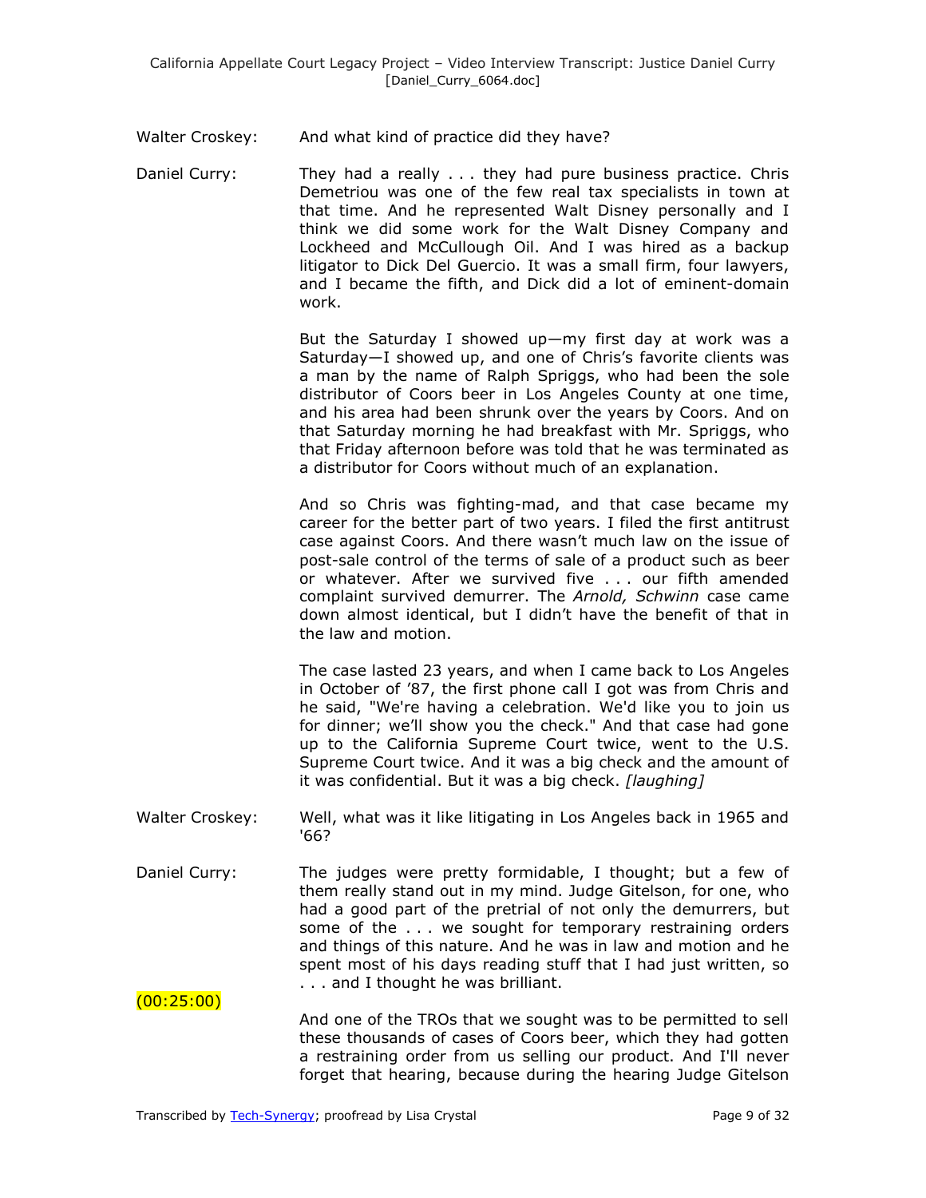Walter Croskey: And what kind of practice did they have?

Daniel Curry: They had a really . . . they had pure business practice. Chris Demetriou was one of the few real tax specialists in town at that time. And he represented Walt Disney personally and I think we did some work for the Walt Disney Company and Lockheed and McCullough Oil. And I was hired as a backup litigator to Dick Del Guercio. It was a small firm, four lawyers, and I became the fifth, and Dick did a lot of eminent-domain work.

But the Saturday I showed up—my first day at work was a Saturday—I showed up, and one of Chris's favorite clients was a man by the name of Ralph Spriggs, who had been the sole distributor of Coors beer in Los Angeles County at one time, and his area had been shrunk over the years by Coors. And on that Saturday morning he had breakfast with Mr. Spriggs, who that Friday afternoon before was told that he was terminated as a distributor for Coors without much of an explanation.

And so Chris was fighting-mad, and that case became my career for the better part of two years. I filed the first antitrust case against Coors. And there wasn't much law on the issue of post-sale control of the terms of sale of a product such as beer or whatever. After we survived five . . . our fifth amended complaint survived demurrer. The *Arnold, Schwinn* case came down almost identical, but I didn't have the benefit of that in the law and motion.

The case lasted 23 years, and when I came back to Los Angeles in October of '87, the first phone call I got was from Chris and he said, "We're having a celebration. We'd like you to join us for dinner; we'll show you the check." And that case had gone up to the California Supreme Court twice, went to the U.S. Supreme Court twice. And it was a big check and the amount of it was confidential. But it was a big check. *[laughing]*

Walter Croskey: Well, what was it like litigating in Los Angeles back in 1965 and '66?

Daniel Curry: The judges were pretty formidable, I thought; but a few of them really stand out in my mind. Judge Gitelson, for one, who had a good part of the pretrial of not only the demurrers, but some of the . . . we sought for temporary restraining orders and things of this nature. And he was in law and motion and he spent most of his days reading stuff that I had just written, so . . . and I thought he was brilliant.

(00:25:00)

And one of the TROs that we sought was to be permitted to sell these thousands of cases of Coors beer, which they had gotten a restraining order from us selling our product. And I'll never forget that hearing, because during the hearing Judge Gitelson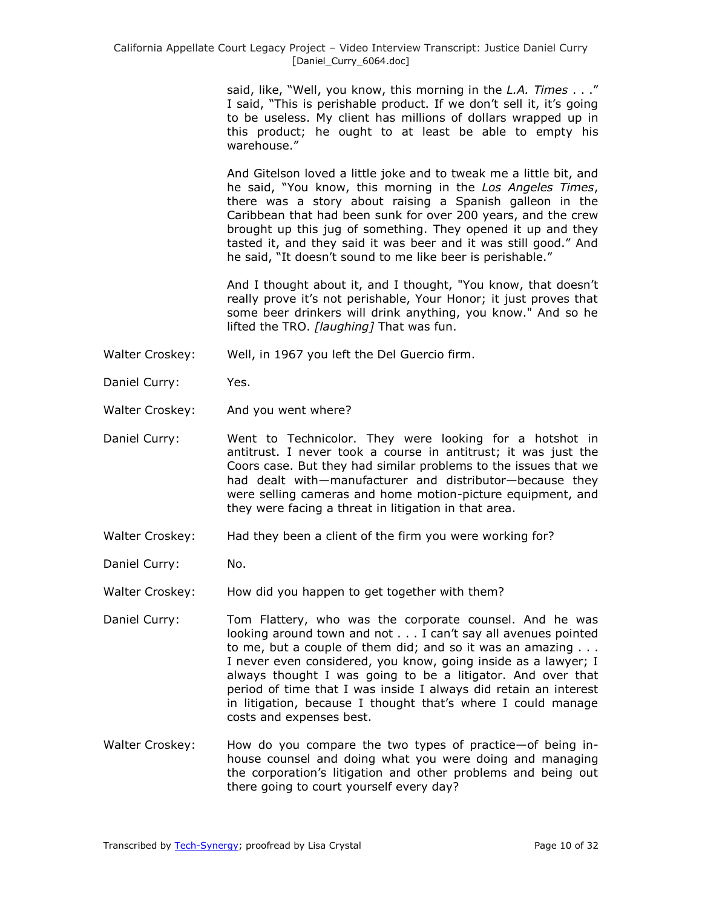said, like, "Well, you know, this morning in the *L.A. Times* . . ." I said, "This is perishable product. If we don't sell it, it's going to be useless. My client has millions of dollars wrapped up in this product; he ought to at least be able to empty his warehouse."

And Gitelson loved a little joke and to tweak me a little bit, and he said, "You know, this morning in the *Los Angeles Times*, there was a story about raising a Spanish galleon in the Caribbean that had been sunk for over 200 years, and the crew brought up this jug of something. They opened it up and they tasted it, and they said it was beer and it was still good." And he said, "It doesn't sound to me like beer is perishable."

And I thought about it, and I thought, "You know, that doesn't really prove it's not perishable, Your Honor; it just proves that some beer drinkers will drink anything, you know." And so he lifted the TRO. *[laughing]* That was fun.

Walter Croskey: Well, in 1967 you left the Del Guercio firm.

Daniel Curry: Yes.

Walter Croskey: And you went where?

Daniel Curry: Went to Technicolor. They were looking for a hotshot in antitrust. I never took a course in antitrust; it was just the Coors case. But they had similar problems to the issues that we had dealt with—manufacturer and distributor—because they were selling cameras and home motion-picture equipment, and they were facing a threat in litigation in that area.

Walter Croskey: Had they been a client of the firm you were working for?

Daniel Curry: No.

Walter Croskey: How did you happen to get together with them?

Daniel Curry: Tom Flattery, who was the corporate counsel. And he was looking around town and not . . . I can't say all avenues pointed to me, but a couple of them did; and so it was an amazing . . . I never even considered, you know, going inside as a lawyer; I always thought I was going to be a litigator. And over that period of time that I was inside I always did retain an interest in litigation, because I thought that's where I could manage costs and expenses best.

Walter Croskey: How do you compare the two types of practice—of being in-house counsel and doing what you were doing and managing the corporation's litigation and other problems and being out there going to court yourself every day?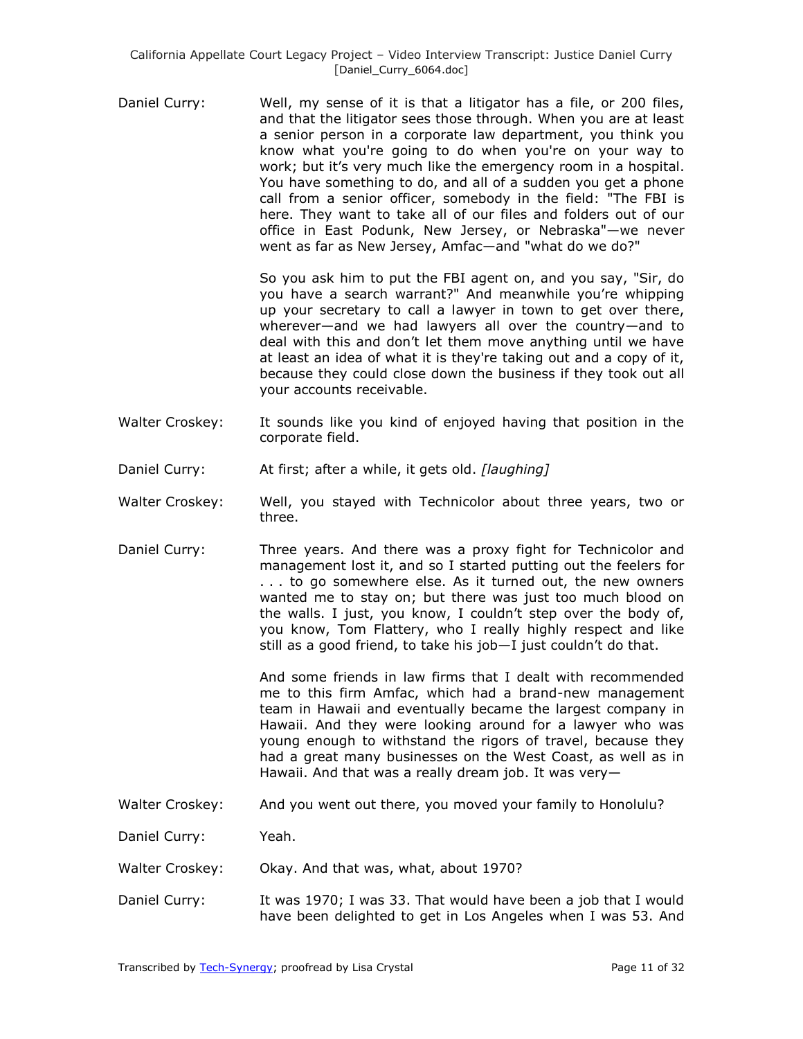Daniel Curry: Well, my sense of it is that a litigator has a file, or 200 files, and that the litigator sees those through. When you are at least a senior person in a corporate law department, you think you know what you're going to do when you're on your way to work; but it's very much like the emergency room in a hospital. You have something to do, and all of a sudden you get a phone call from a senior officer, somebody in the field: "The FBI is here. They want to take all of our files and folders out of our office in East Podunk, New Jersey, or Nebraska"—we never went as far as New Jersey, Amfac—and "what do we do?"

So you ask him to put the FBI agent on, and you say, "Sir, do you have a search warrant?" And meanwhile you're whipping up your secretary to call a lawyer in town to get over there, wherever—and we had lawyers all over the country—and to deal with this and don't let them move anything until we have at least an idea of what it is they're taking out and a copy of it, because they could close down the business if they took out all your accounts receivable.

Walter Croskey: It sounds like you kind of enjoyed having that position in the corporate field.

Daniel Curry: At first; after a while, it gets old. *[laughing]*

Walter Croskey: Well, you stayed with Technicolor about three years, two or three.

Daniel Curry: Three years. And there was a proxy fight for Technicolor and management lost it, and so I started putting out the feelers for . . . to go somewhere else. As it turned out, the new owners wanted me to stay on; but there was just too much blood on the walls. I just, you know, I couldn't step over the body of, you know, Tom Flattery, who I really highly respect and like still as a good friend, to take his job—I just couldn't do that.

And some friends in law firms that I dealt with recommended me to this firm Amfac, which had a brand-new management team in Hawaii and eventually became the largest company in Hawaii. And they were looking around for a lawyer who was young enough to withstand the rigors of travel, because they had a great many businesses on the West Coast, as well as in Hawaii. And that was a really dream job. It was very—

Walter Croskey: And you went out there, you moved your family to Honolulu?

Daniel Curry: Yeah.

Walter Croskey: Okay. And that was, what, about 1970?

Daniel Curry: It was 1970; I was 33. That would have been a job that I would have been delighted to get in Los Angeles when I was 53. And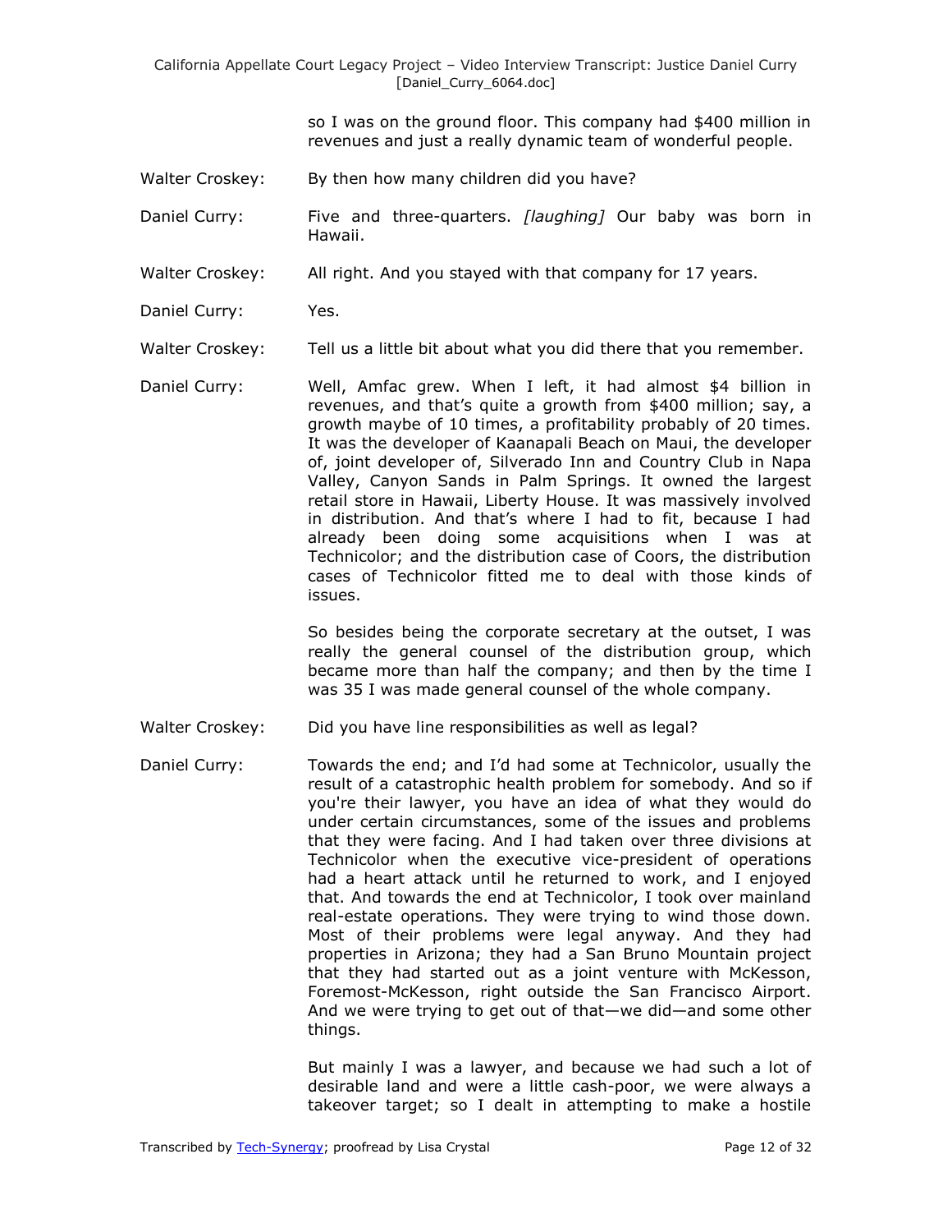so I was on the ground floor. This company had $400 million in revenues and just a really dynamic team of wonderful people.

Walter Croskey: By then how many children did you have?

Daniel Curry: Five and three-quarters. *[laughing]* Our baby was born in Hawaii.

Walter Croskey: All right. And you stayed with that company for 17 years.

Daniel Curry: Yes.

Walter Croskey: Tell us a little bit about what you did there that you remember.

Daniel Curry: Well, Amfac grew. When I left, it had almost $4 billion in revenues, and that's quite a growth from $400 million; say, a growth maybe of 10 times, a profitability probably of 20 times. It was the developer of Kaanapali Beach on Maui, the developer of, joint developer of, Silverado Inn and Country Club in Napa Valley, Canyon Sands in Palm Springs. It owned the largest retail store in Hawaii, Liberty House. It was massively involved in distribution. And that's where I had to fit, because I had already been doing some acquisitions when I was at Technicolor; and the distribution case of Coors, the distribution cases of Technicolor fitted me to deal with those kinds of issues.

So besides being the corporate secretary at the outset, I was really the general counsel of the distribution group, which became more than half the company; and then by the time I was 35 I was made general counsel of the whole company.

Walter Croskey: Did you have line responsibilities as well as legal?

Daniel Curry: Towards the end; and I'd had some at Technicolor, usually the result of a catastrophic health problem for somebody. And so if you're their lawyer, you have an idea of what they would do under certain circumstances, some of the issues and problems that they were facing. And I had taken over three divisions at Technicolor when the executive vice-president of operations had a heart attack until he returned to work, and I enjoyed that. And towards the end at Technicolor, I took over mainland real-estate operations. They were trying to wind those down. Most of their problems were legal anyway. And they had properties in Arizona; they had a San Bruno Mountain project that they had started out as a joint venture with McKesson, Foremost-McKesson, right outside the San Francisco Airport. And we were trying to get out of that—we did—and some other things.

But mainly I was a lawyer, and because we had such a lot of desirable land and were a little cash-poor, we were always a takeover target; so I dealt in attempting to make a hostile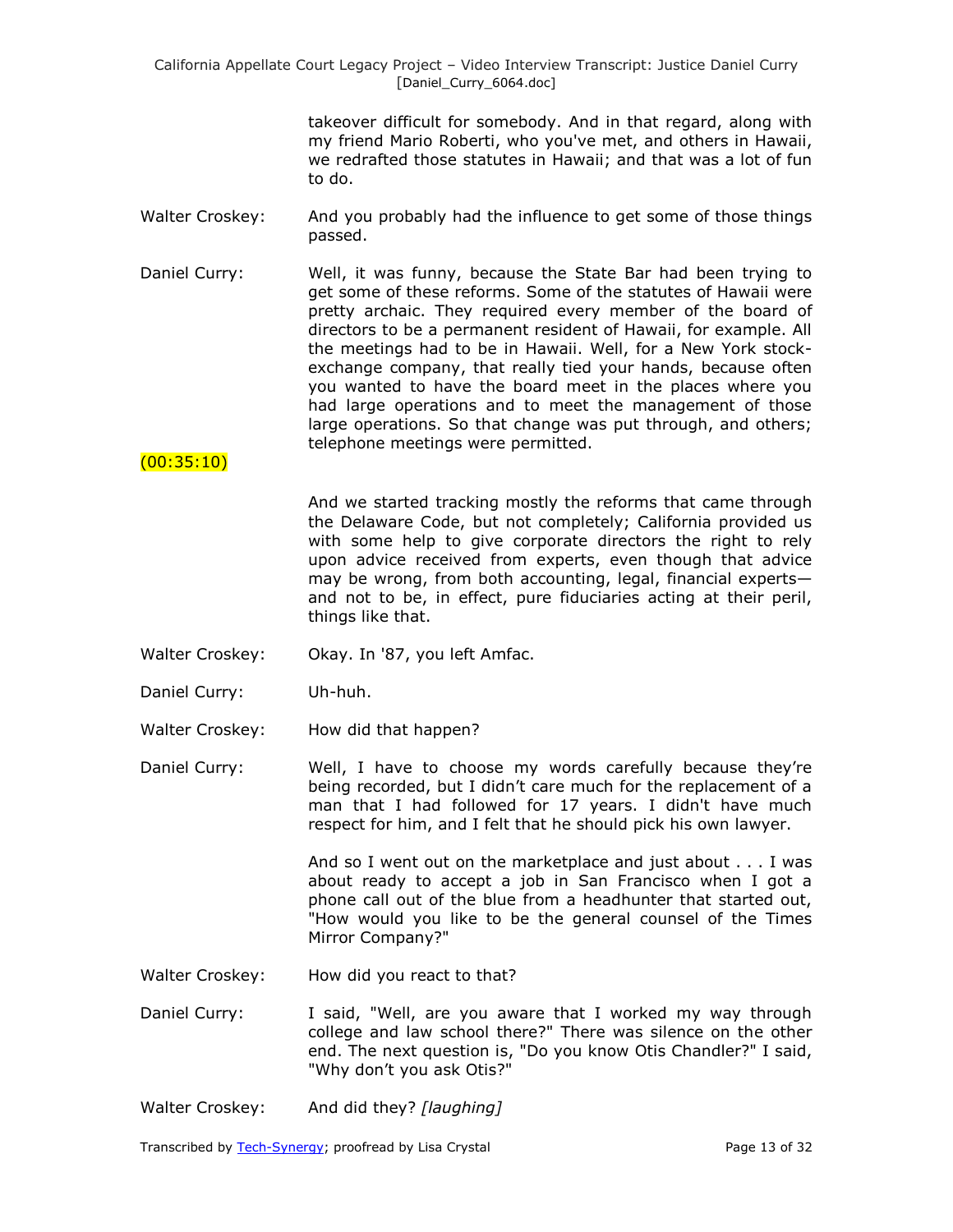takeover difficult for somebody. And in that regard, along with my friend Mario Roberti, who you've met, and others in Hawaii, we redrafted those statutes in Hawaii; and that was a lot of fun to do.

Walter Croskey: And you probably had the influence to get some of those things passed.

Daniel Curry: Well, it was funny, because the State Bar had been trying to get some of these reforms. Some of the statutes of Hawaii were pretty archaic. They required every member of the board of directors to be a permanent resident of Hawaii, for example. All the meetings had to be in Hawaii. Well, for a New York stock-exchange company, that really tied your hands, because often you wanted to have the board meet in the places where you had large operations and to meet the management of those large operations. So that change was put through, and others; telephone meetings were permitted.

(00:35:10)

And we started tracking mostly the reforms that came through the Delaware Code, but not completely; California provided us with some help to give corporate directors the right to rely upon advice received from experts, even though that advice may be wrong, from both accounting, legal, financial experts—and not to be, in effect, pure fiduciaries acting at their peril, things like that.

Walter Croskey: Okay. In '87, you left Amfac.

Daniel Curry: Uh-huh.

Walter Croskey: How did that happen?

Daniel Curry: Well, I have to choose my words carefully because they're being recorded, but I didn't care much for the replacement of a man that I had followed for 17 years. I didn't have much respect for him, and I felt that he should pick his own lawyer.

And so I went out on the marketplace and just about . . . I was about ready to accept a job in San Francisco when I got a phone call out of the blue from a headhunter that started out, "How would you like to be the general counsel of the Times Mirror Company?"

Walter Croskey: How did you react to that?

Daniel Curry: I said, "Well, are you aware that I worked my way through college and law school there?" There was silence on the other end. The next question is, "Do you know Otis Chandler?" I said, "Why don't you ask Otis?"

Walter Croskey: And did they? *[laughing]*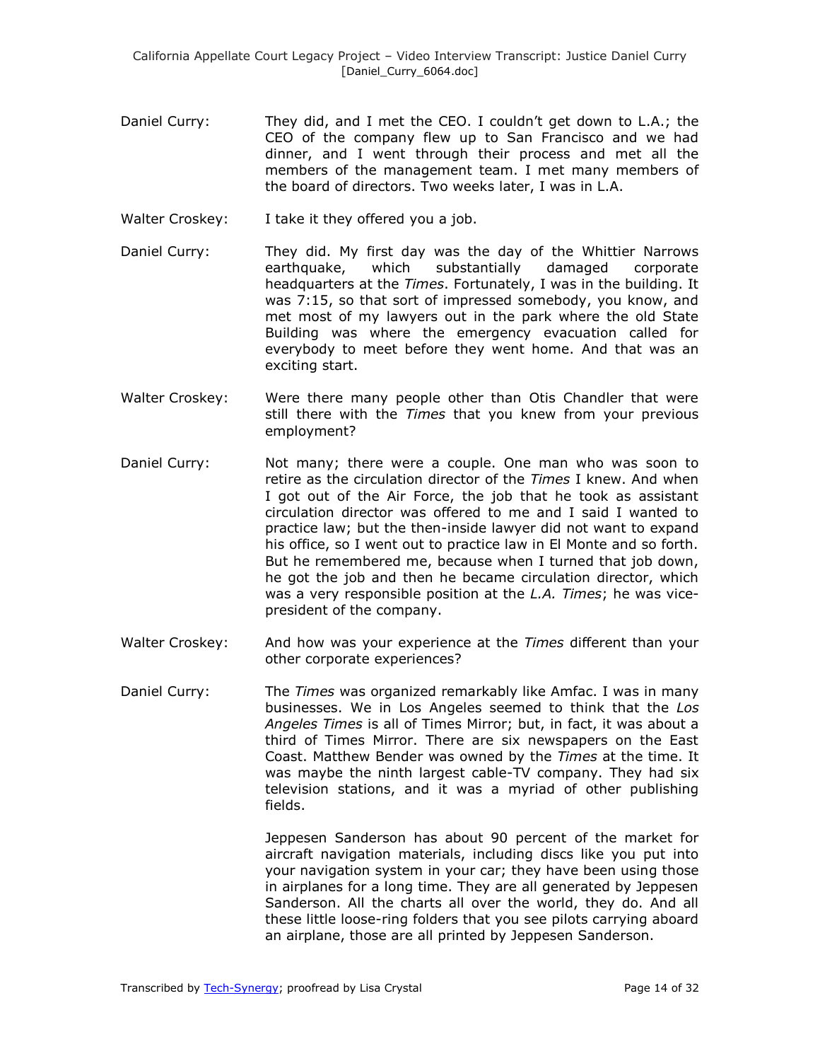Daniel Curry: They did, and I met the CEO. I couldn't get down to L.A.; the CEO of the company flew up to San Francisco and we had dinner, and I went through their process and met all the members of the management team. I met many members of the board of directors. Two weeks later, I was in L.A.

Walter Croskey: I take it they offered you a job.

Daniel Curry: They did. My first day was the day of the Whittier Narrows earthquake, which substantially damaged corporate headquarters at the *Times*. Fortunately, I was in the building. It was 7:15, so that sort of impressed somebody, you know, and met most of my lawyers out in the park where the old State Building was where the emergency evacuation called for everybody to meet before they went home. And that was an exciting start.

Walter Croskey: Were there many people other than Otis Chandler that were still there with the *Times* that you knew from your previous employment?

Daniel Curry: Not many; there were a couple. One man who was soon to retire as the circulation director of the *Times* I knew. And when I got out of the Air Force, the job that he took as assistant circulation director was offered to me and I said I wanted to practice law; but the then-inside lawyer did not want to expand his office, so I went out to practice law in El Monte and so forth. But he remembered me, because when I turned that job down, he got the job and then he became circulation director, which was a very responsible position at the *L.A. Times*; he was vice-president of the company.

Walter Croskey: And how was your experience at the *Times* different than your other corporate experiences?

Daniel Curry: The *Times* was organized remarkably like Amfac. I was in many businesses. We in Los Angeles seemed to think that the *Los Angeles Times* is all of Times Mirror; but, in fact, it was about a third of Times Mirror. There are six newspapers on the East Coast. Matthew Bender was owned by the *Times* at the time. It was maybe the ninth largest cable-TV company. They had six television stations, and it was a myriad of other publishing fields.

Jeppesen Sanderson has about 90 percent of the market for aircraft navigation materials, including discs like you put into your navigation system in your car; they have been using those in airplanes for a long time. They are all generated by Jeppesen Sanderson. All the charts all over the world, they do. And all these little loose-ring folders that you see pilots carrying aboard an airplane, those are all printed by Jeppesen Sanderson.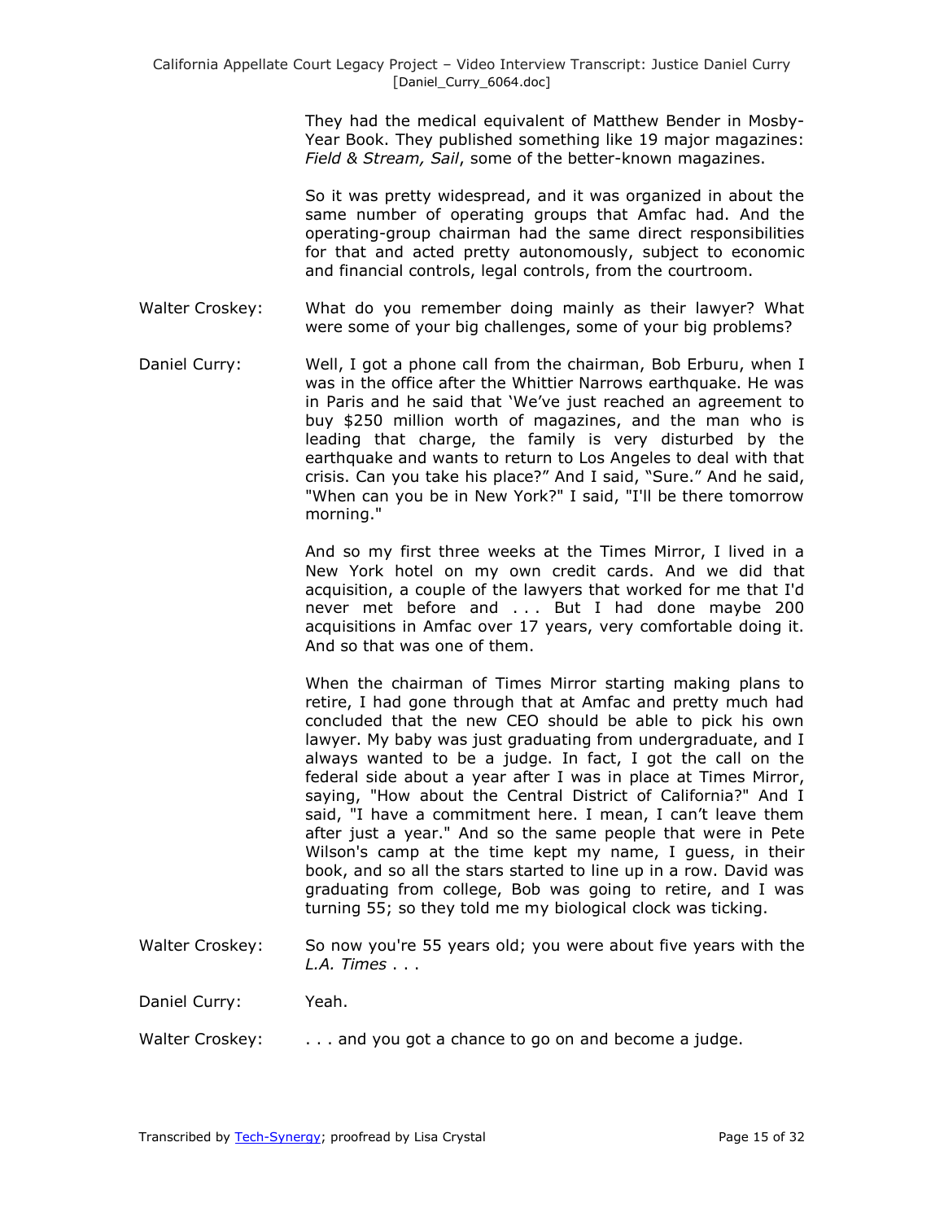They had the medical equivalent of Matthew Bender in Mosby-Year Book. They published something like 19 major magazines: *Field & Stream, Sail*, some of the better-known magazines.

So it was pretty widespread, and it was organized in about the same number of operating groups that Amfac had. And the operating-group chairman had the same direct responsibilities for that and acted pretty autonomously, subject to economic and financial controls, legal controls, from the courtroom.

Walter Croskey: What do you remember doing mainly as their lawyer? What were some of your big challenges, some of your big problems?

Daniel Curry: Well, I got a phone call from the chairman, Bob Erburu, when I was in the office after the Whittier Narrows earthquake. He was in Paris and he said that 'We've just reached an agreement to buy $250 million worth of magazines, and the man who is leading that charge, the family is very disturbed by the earthquake and wants to return to Los Angeles to deal with that crisis. Can you take his place?" And I said, "Sure." And he said, "When can you be in New York?" I said, "I'll be there tomorrow morning."

And so my first three weeks at the Times Mirror, I lived in a New York hotel on my own credit cards. And we did that acquisition, a couple of the lawyers that worked for me that I'd never met before and . . . But I had done maybe 200 acquisitions in Amfac over 17 years, very comfortable doing it. And so that was one of them.

When the chairman of Times Mirror starting making plans to retire, I had gone through that at Amfac and pretty much had concluded that the new CEO should be able to pick his own lawyer. My baby was just graduating from undergraduate, and I always wanted to be a judge. In fact, I got the call on the federal side about a year after I was in place at Times Mirror, saying, "How about the Central District of California?" And I said, "I have a commitment here. I mean, I can't leave them after just a year." And so the same people that were in Pete Wilson's camp at the time kept my name, I guess, in their book, and so all the stars started to line up in a row. David was graduating from college, Bob was going to retire, and I was turning 55; so they told me my biological clock was ticking.

Walter Croskey: So now you're 55 years old; you were about five years with the *L.A. Times* . . .

Daniel Curry: Yeah.

Walter Croskey: . . . and you got a chance to go on and become a judge.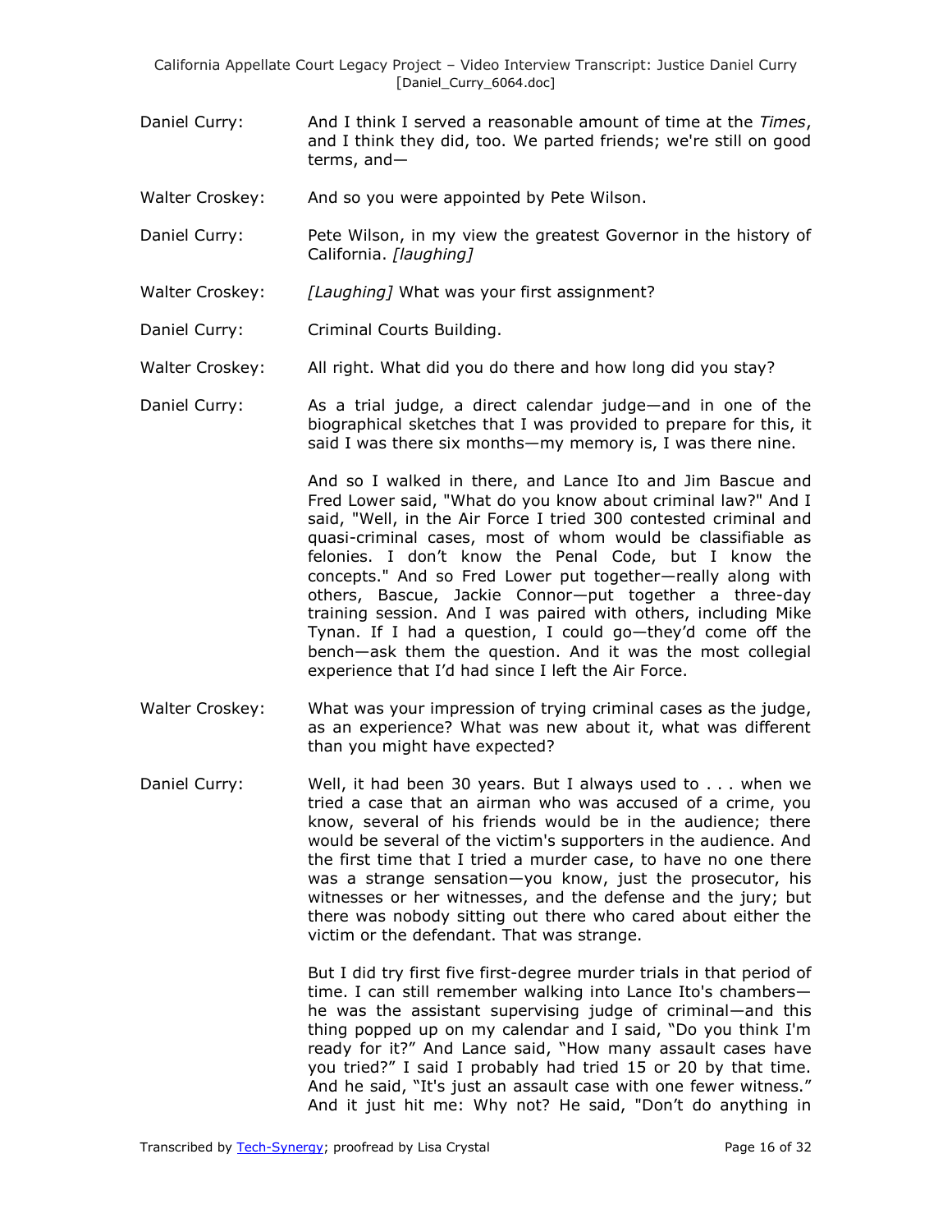Daniel Curry: And I think I served a reasonable amount of time at the *Times*, and I think they did, too. We parted friends; we're still on good terms, and—

Walter Croskey: And so you were appointed by Pete Wilson.

Daniel Curry: Pete Wilson, in my view the greatest Governor in the history of California. *[laughing]*

Walter Croskey: *[Laughing]* What was your first assignment?

Daniel Curry: Criminal Courts Building.

Walter Croskey: All right. What did you do there and how long did you stay?

Daniel Curry: As a trial judge, a direct calendar judge—and in one of the biographical sketches that I was provided to prepare for this, it said I was there six months—my memory is, I was there nine.

And so I walked in there, and Lance Ito and Jim Bascue and Fred Lower said, "What do you know about criminal law?" And I said, "Well, in the Air Force I tried 300 contested criminal and quasi-criminal cases, most of whom would be classifiable as felonies. I don't know the Penal Code, but I know the concepts." And so Fred Lower put together—really along with others, Bascue, Jackie Connor—put together a three-day training session. And I was paired with others, including Mike Tynan. If I had a question, I could go—they'd come off the bench—ask them the question. And it was the most collegial experience that I'd had since I left the Air Force.

Walter Croskey: What was your impression of trying criminal cases as the judge, as an experience? What was new about it, what was different than you might have expected?

Daniel Curry: Well, it had been 30 years. But I always used to . . . when we tried a case that an airman who was accused of a crime, you know, several of his friends would be in the audience; there would be several of the victim's supporters in the audience. And the first time that I tried a murder case, to have no one there was a strange sensation—you know, just the prosecutor, his witnesses or her witnesses, and the defense and the jury; but there was nobody sitting out there who cared about either the victim or the defendant. That was strange.

But I did try first five first-degree murder trials in that period of time. I can still remember walking into Lance Ito's chambers—he was the assistant supervising judge of criminal—and this thing popped up on my calendar and I said, "Do you think I'm ready for it?" And Lance said, "How many assault cases have you tried?" I said I probably had tried 15 or 20 by that time. And he said, "It's just an assault case with one fewer witness." And it just hit me: Why not? He said, "Don't do anything in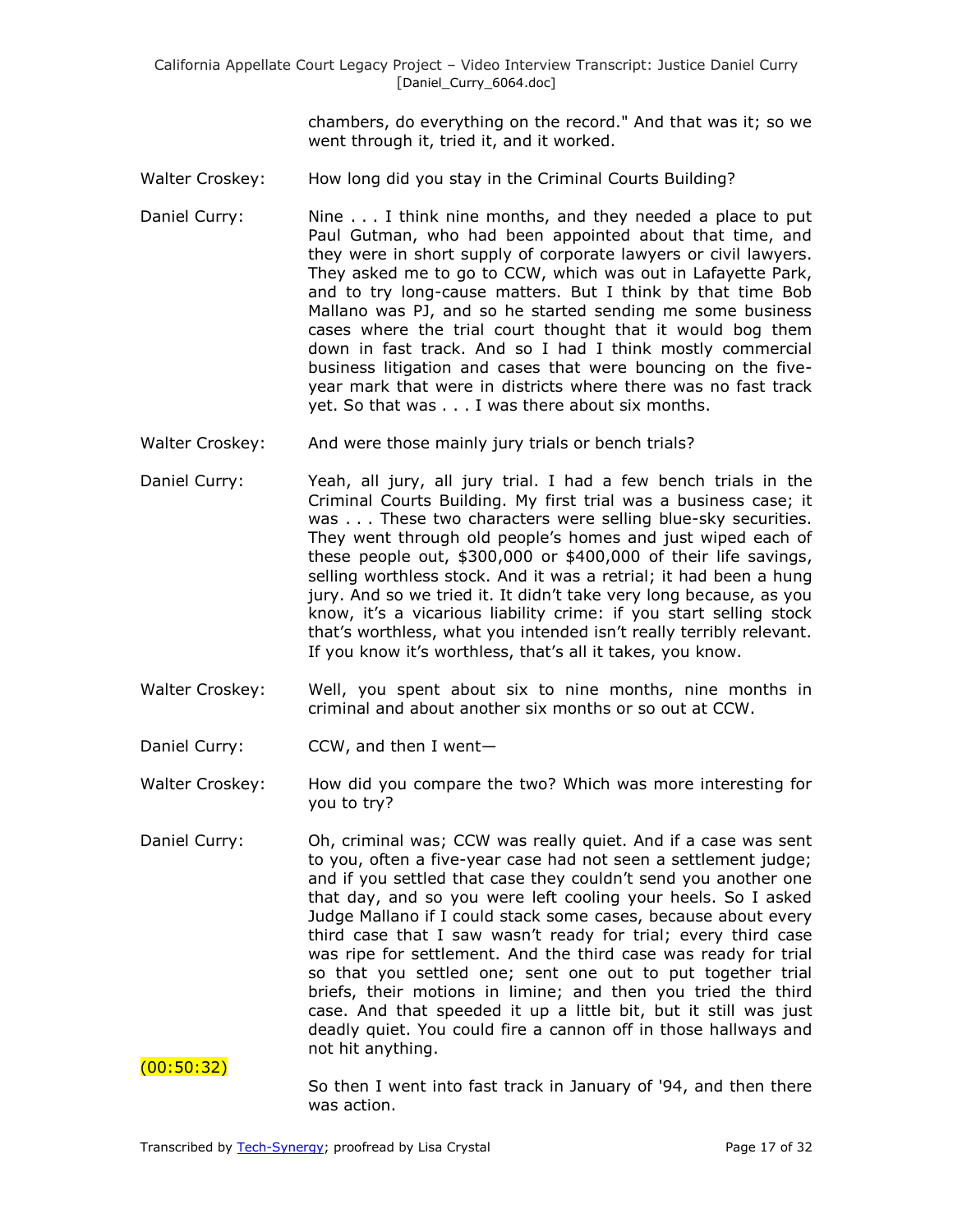chambers, do everything on the record." And that was it; so we went through it, tried it, and it worked.

Walter Croskey: How long did you stay in the Criminal Courts Building?

Daniel Curry: Nine . . . I think nine months, and they needed a place to put Paul Gutman, who had been appointed about that time, and they were in short supply of corporate lawyers or civil lawyers. They asked me to go to CCW, which was out in Lafayette Park, and to try long-cause matters. But I think by that time Bob Mallano was PJ, and so he started sending me some business cases where the trial court thought that it would bog them down in fast track. And so I had I think mostly commercial business litigation and cases that were bouncing on the five-year mark that were in districts where there was no fast track yet. So that was . . . I was there about six months.

Walter Croskey: And were those mainly jury trials or bench trials?

Daniel Curry: Yeah, all jury, all jury trial. I had a few bench trials in the Criminal Courts Building. My first trial was a business case; it was . . . These two characters were selling blue-sky securities. They went through old people's homes and just wiped each of these people out, $300,000 or $400,000 of their life savings, selling worthless stock. And it was a retrial; it had been a hung jury. And so we tried it. It didn't take very long because, as you know, it's a vicarious liability crime: if you start selling stock that's worthless, what you intended isn't really terribly relevant. If you know it's worthless, that's all it takes, you know.

Walter Croskey: Well, you spent about six to nine months, nine months in criminal and about another six months or so out at CCW.

Daniel Curry: CCW, and then I went—

Walter Croskey: How did you compare the two? Which was more interesting for you to try?

Daniel Curry: Oh, criminal was; CCW was really quiet. And if a case was sent to you, often a five-year case had not seen a settlement judge; and if you settled that case they couldn't send you another one that day, and so you were left cooling your heels. So I asked Judge Mallano if I could stack some cases, because about every third case that I saw wasn't ready for trial; every third case was ripe for settlement. And the third case was ready for trial so that you settled one; sent one out to put together trial briefs, their motions in limine; and then you tried the third case. And that speeded it up a little bit, but it still was just deadly quiet. You could fire a cannon off in those hallways and not hit anything.

(00:50:32)

So then I went into fast track in January of '94, and then there was action.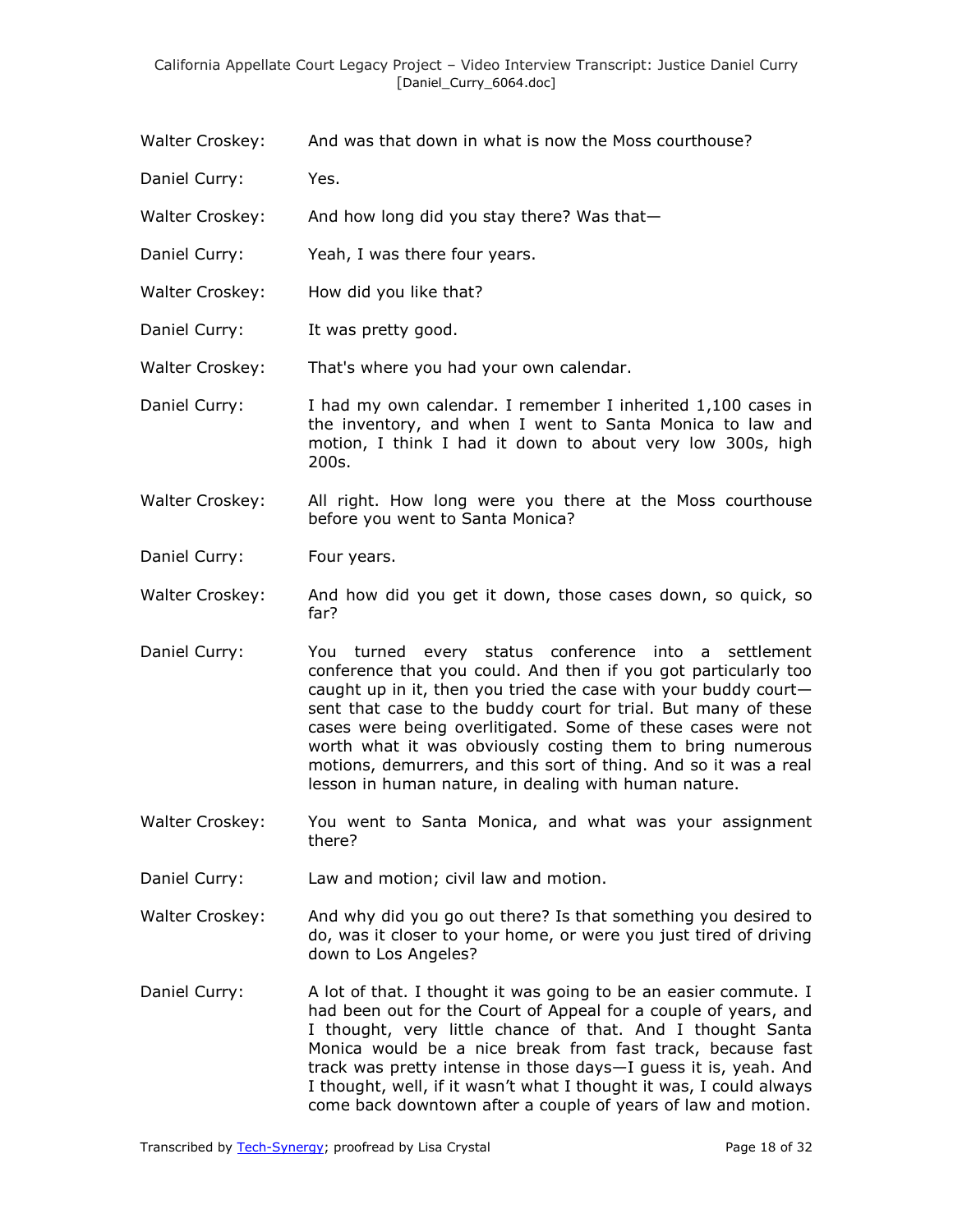Walter Croskey: And was that down in what is now the Moss courthouse?

Daniel Curry: Yes.

Walter Croskey: And how long did you stay there? Was that—

Daniel Curry: Yeah, I was there four years.

Walter Croskey: How did you like that?

Daniel Curry: It was pretty good.

Walter Croskey: That's where you had your own calendar.

Daniel Curry: I had my own calendar. I remember I inherited 1,100 cases in the inventory, and when I went to Santa Monica to law and motion, I think I had it down to about very low 300s, high 200s.

Walter Croskey: All right. How long were you there at the Moss courthouse before you went to Santa Monica?

Daniel Curry: Four years.

Walter Croskey: And how did you get it down, those cases down, so quick, so far?

Daniel Curry: You turned every status conference into a settlement conference that you could. And then if you got particularly too caught up in it, then you tried the case with your buddy court—sent that case to the buddy court for trial. But many of these cases were being overlitigated. Some of these cases were not worth what it was obviously costing them to bring numerous motions, demurrers, and this sort of thing. And so it was a real lesson in human nature, in dealing with human nature.

Walter Croskey: You went to Santa Monica, and what was your assignment there?

Daniel Curry: Law and motion; civil law and motion.

Walter Croskey: And why did you go out there? Is that something you desired to do, was it closer to your home, or were you just tired of driving down to Los Angeles?

Daniel Curry: A lot of that. I thought it was going to be an easier commute. I had been out for the Court of Appeal for a couple of years, and I thought, very little chance of that. And I thought Santa Monica would be a nice break from fast track, because fast track was pretty intense in those days—I guess it is, yeah. And I thought, well, if it wasn't what I thought it was, I could always come back downtown after a couple of years of law and motion.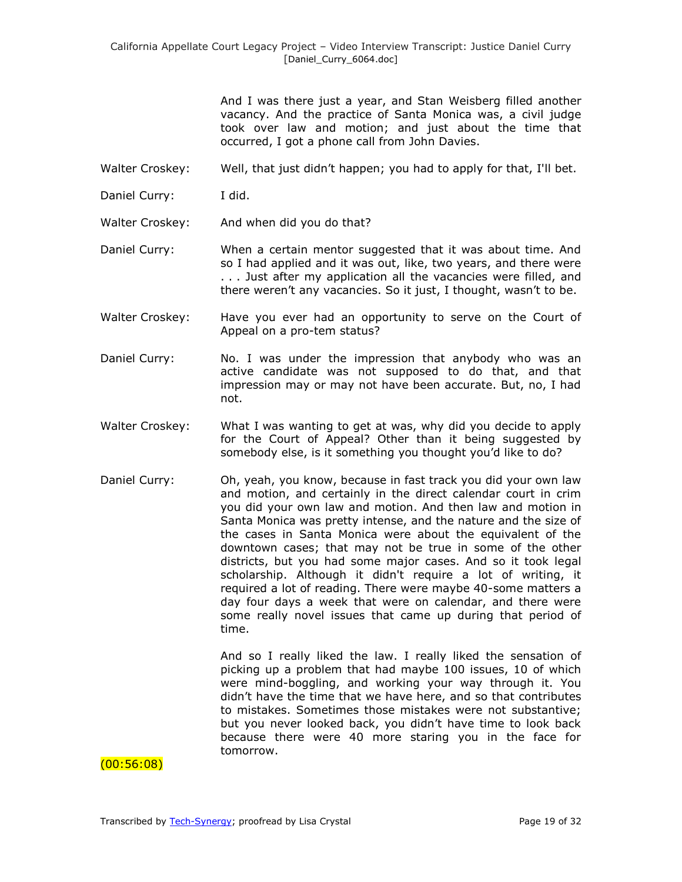And I was there just a year, and Stan Weisberg filled another vacancy. And the practice of Santa Monica was, a civil judge took over law and motion; and just about the time that occurred, I got a phone call from John Davies.

Walter Croskey: Well, that just didn't happen; you had to apply for that, I'll bet.

Daniel Curry: I did.

Walter Croskey: And when did you do that?

Daniel Curry: When a certain mentor suggested that it was about time. And so I had applied and it was out, like, two years, and there were . . . Just after my application all the vacancies were filled, and there weren't any vacancies. So it just, I thought, wasn't to be.

Walter Croskey: Have you ever had an opportunity to serve on the Court of Appeal on a pro-tem status?

Daniel Curry: No. I was under the impression that anybody who was an active candidate was not supposed to do that, and that impression may or may not have been accurate. But, no, I had not.

Walter Croskey: What I was wanting to get at was, why did you decide to apply for the Court of Appeal? Other than it being suggested by somebody else, is it something you thought you'd like to do?

Daniel Curry: Oh, yeah, you know, because in fast track you did your own law and motion, and certainly in the direct calendar court in crim you did your own law and motion. And then law and motion in Santa Monica was pretty intense, and the nature and the size of the cases in Santa Monica were about the equivalent of the downtown cases; that may not be true in some of the other districts, but you had some major cases. And so it took legal scholarship. Although it didn't require a lot of writing, it required a lot of reading. There were maybe 40-some matters a day four days a week that were on calendar, and there were some really novel issues that came up during that period of time.

And so I really liked the law. I really liked the sensation of picking up a problem that had maybe 100 issues, 10 of which were mind-boggling, and working your way through it. You didn't have the time that we have here, and so that contributes to mistakes. Sometimes those mistakes were not substantive; but you never looked back, you didn't have time to look back because there were 40 more staring you in the face for tomorrow.

(00:56:08)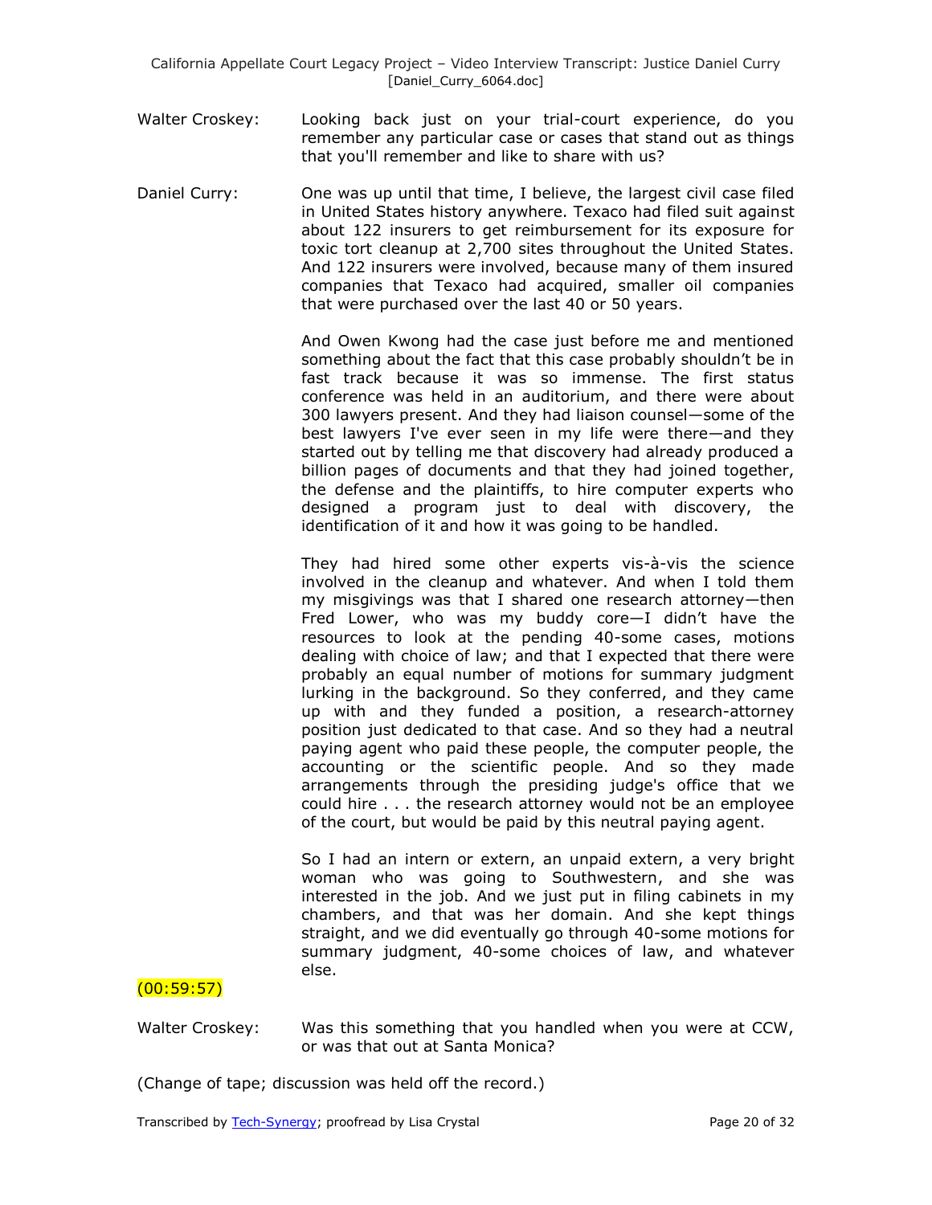Walter Croskey: Looking back just on your trial-court experience, do you remember any particular case or cases that stand out as things that you'll remember and like to share with us?

Daniel Curry: One was up until that time, I believe, the largest civil case filed in United States history anywhere. Texaco had filed suit against about 122 insurers to get reimbursement for its exposure for toxic tort cleanup at 2,700 sites throughout the United States. And 122 insurers were involved, because many of them insured companies that Texaco had acquired, smaller oil companies that were purchased over the last 40 or 50 years.

And Owen Kwong had the case just before me and mentioned something about the fact that this case probably shouldn't be in fast track because it was so immense. The first status conference was held in an auditorium, and there were about 300 lawyers present. And they had liaison counsel—some of the best lawyers I've ever seen in my life were there—and they started out by telling me that discovery had already produced a billion pages of documents and that they had joined together, the defense and the plaintiffs, to hire computer experts who designed a program just to deal with discovery, the identification of it and how it was going to be handled.

They had hired some other experts vis-à-vis the science involved in the cleanup and whatever. And when I told them my misgivings was that I shared one research attorney—then Fred Lower, who was my buddy core—I didn't have the resources to look at the pending 40-some cases, motions dealing with choice of law; and that I expected that there were probably an equal number of motions for summary judgment lurking in the background. So they conferred, and they came up with and they funded a position, a research-attorney position just dedicated to that case. And so they had a neutral paying agent who paid these people, the computer people, the accounting or the scientific people. And so they made arrangements through the presiding judge's office that we could hire . . . the research attorney would not be an employee of the court, but would be paid by this neutral paying agent.

So I had an intern or extern, an unpaid extern, a very bright woman who was going to Southwestern, and she was interested in the job. And we just put in filing cabinets in my chambers, and that was her domain. And she kept things straight, and we did eventually go through 40-some motions for summary judgment, 40-some choices of law, and whatever else.

(00:59:57)

Walter Croskey: Was this something that you handled when you were at CCW, or was that out at Santa Monica?

(Change of tape; discussion was held off the record.)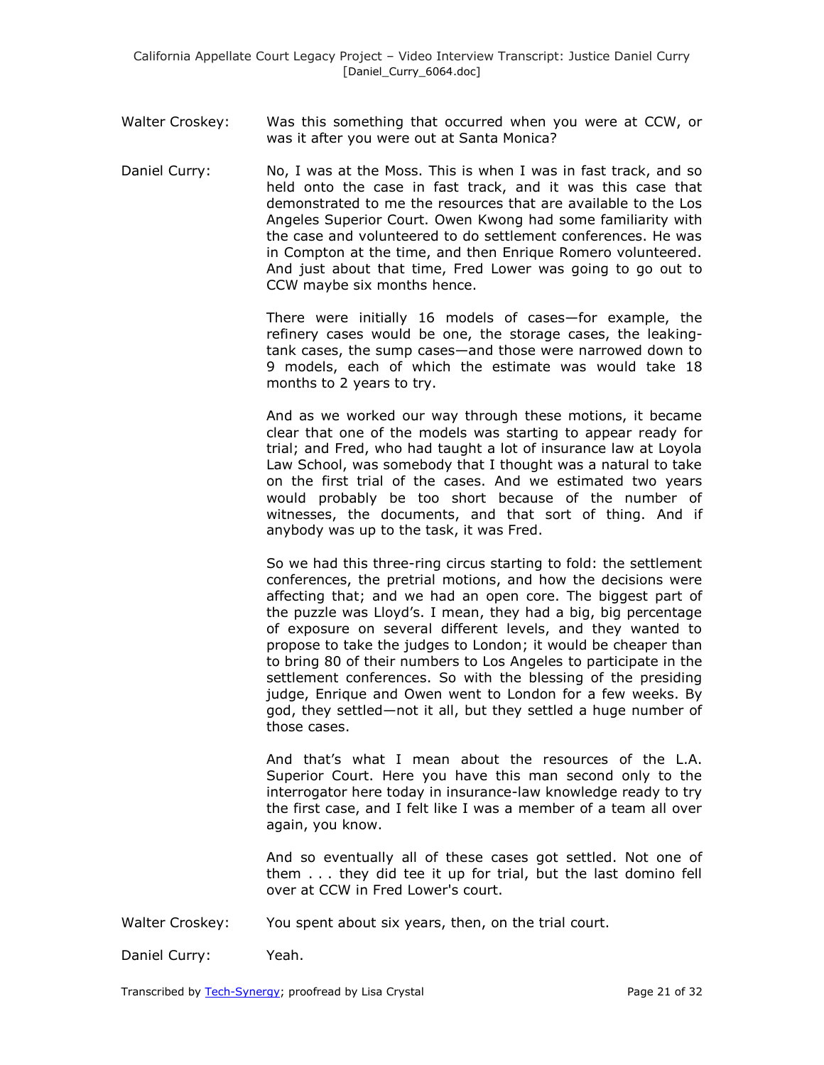Walter Croskey: Was this something that occurred when you were at CCW, or was it after you were out at Santa Monica?

Daniel Curry: No, I was at the Moss. This is when I was in fast track, and so held onto the case in fast track, and it was this case that demonstrated to me the resources that are available to the Los Angeles Superior Court. Owen Kwong had some familiarity with the case and volunteered to do settlement conferences. He was in Compton at the time, and then Enrique Romero volunteered. And just about that time, Fred Lower was going to go out to CCW maybe six months hence.

There were initially 16 models of cases—for example, the refinery cases would be one, the storage cases, the leaking-tank cases, the sump cases—and those were narrowed down to 9 models, each of which the estimate was would take 18 months to 2 years to try.

And as we worked our way through these motions, it became clear that one of the models was starting to appear ready for trial; and Fred, who had taught a lot of insurance law at Loyola Law School, was somebody that I thought was a natural to take on the first trial of the cases. And we estimated two years would probably be too short because of the number of witnesses, the documents, and that sort of thing. And if anybody was up to the task, it was Fred.

So we had this three-ring circus starting to fold: the settlement conferences, the pretrial motions, and how the decisions were affecting that; and we had an open core. The biggest part of the puzzle was Lloyd's. I mean, they had a big, big percentage of exposure on several different levels, and they wanted to propose to take the judges to London; it would be cheaper than to bring 80 of their numbers to Los Angeles to participate in the settlement conferences. So with the blessing of the presiding judge, Enrique and Owen went to London for a few weeks. By god, they settled—not it all, but they settled a huge number of those cases.

And that's what I mean about the resources of the L.A. Superior Court. Here you have this man second only to the interrogator here today in insurance-law knowledge ready to try the first case, and I felt like I was a member of a team all over again, you know.

And so eventually all of these cases got settled. Not one of them . . . they did tee it up for trial, but the last domino fell over at CCW in Fred Lower's court.

Walter Croskey: You spent about six years, then, on the trial court.

Daniel Curry: Yeah.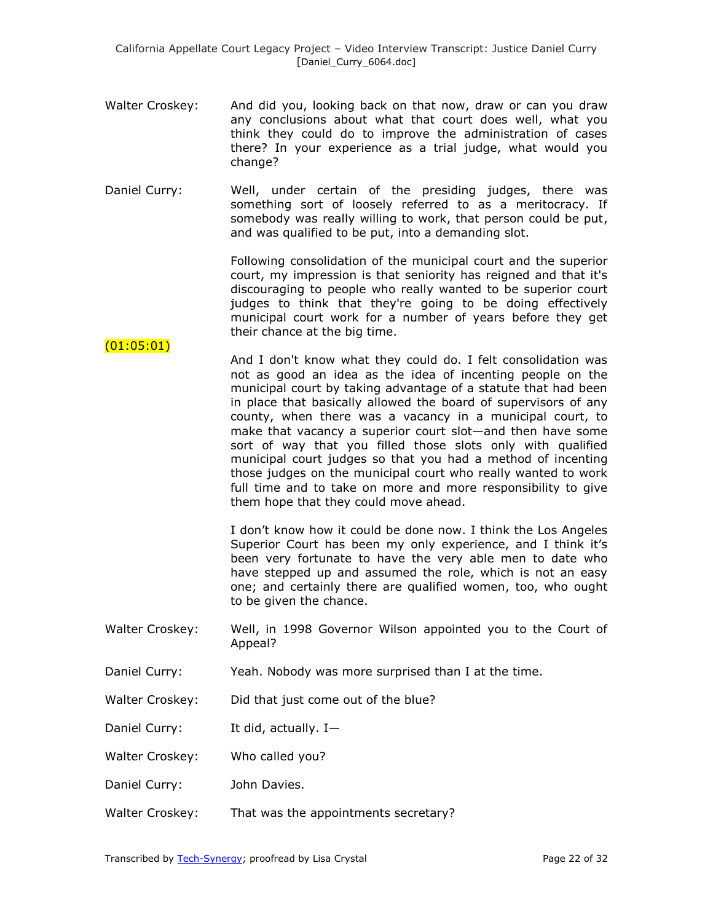Walter Croskey: And did you, looking back on that now, draw or can you draw any conclusions about what that court does well, what you think they could do to improve the administration of cases there? In your experience as a trial judge, what would you change?

Daniel Curry: Well, under certain of the presiding judges, there was something sort of loosely referred to as a meritocracy. If somebody was really willing to work, that person could be put, and was qualified to be put, into a demanding slot.

Following consolidation of the municipal court and the superior court, my impression is that seniority has reigned and that it's discouraging to people who really wanted to be superior court judges to think that they're going to be doing effectively municipal court work for a number of years before they get their chance at the big time.

(01:05:01)

And I don't know what they could do. I felt consolidation was not as good an idea as the idea of incenting people on the municipal court by taking advantage of a statute that had been in place that basically allowed the board of supervisors of any county, when there was a vacancy in a municipal court, to make that vacancy a superior court slot—and then have some sort of way that you filled those slots only with qualified municipal court judges so that you had a method of incenting those judges on the municipal court who really wanted to work full time and to take on more and more responsibility to give them hope that they could move ahead.

I don't know how it could be done now. I think the Los Angeles Superior Court has been my only experience, and I think it's been very fortunate to have the very able men to date who have stepped up and assumed the role, which is not an easy one; and certainly there are qualified women, too, who ought to be given the chance.

Walter Croskey: Well, in 1998 Governor Wilson appointed you to the Court of Appeal?

Daniel Curry: Yeah. Nobody was more surprised than I at the time.

Walter Croskey: Did that just come out of the blue?

Daniel Curry: It did, actually. I—

Walter Croskey: Who called you?

Daniel Curry: John Davies.

Walter Croskey: That was the appointments secretary?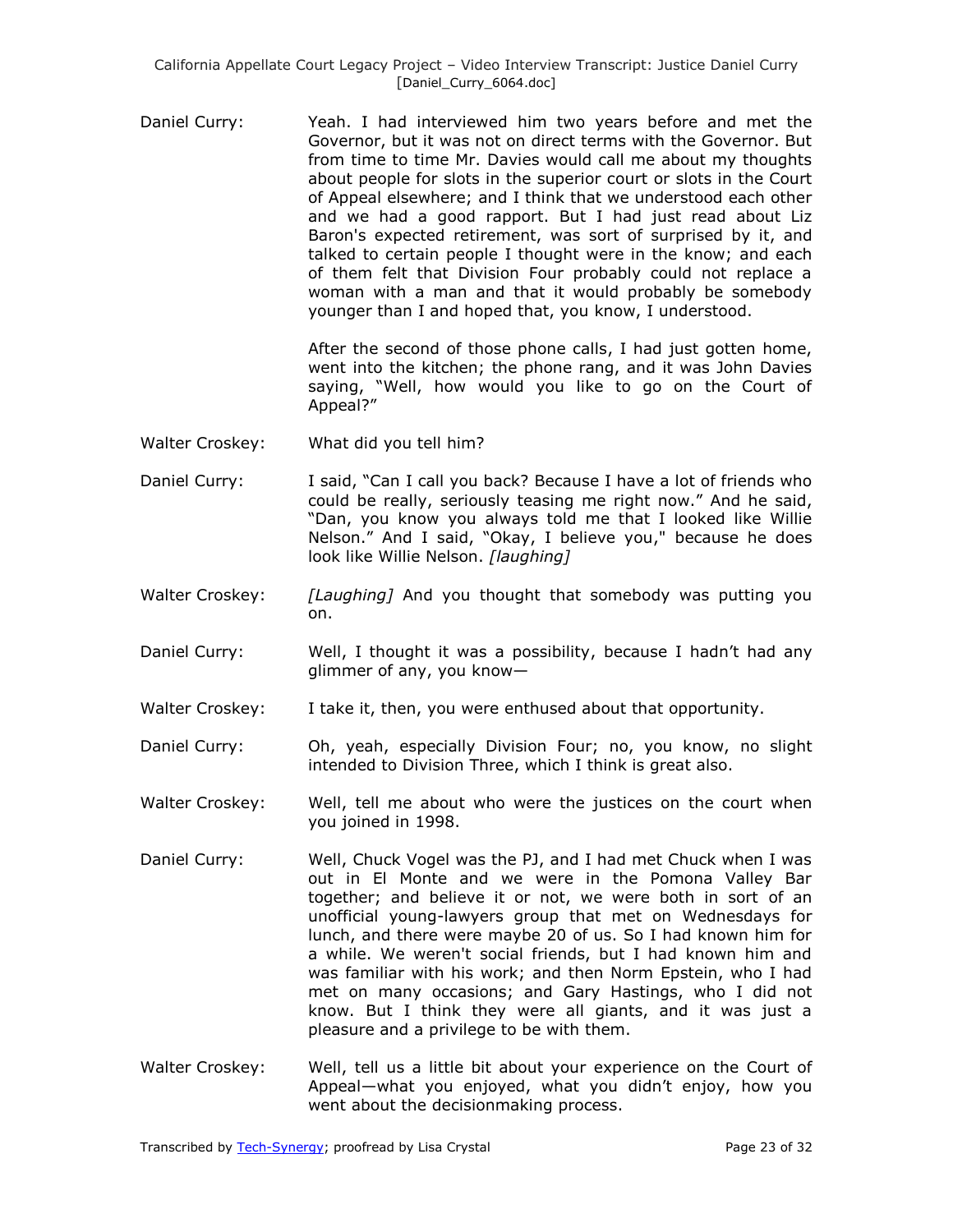Daniel Curry: Yeah. I had interviewed him two years before and met the Governor, but it was not on direct terms with the Governor. But from time to time Mr. Davies would call me about my thoughts about people for slots in the superior court or slots in the Court of Appeal elsewhere; and I think that we understood each other and we had a good rapport. But I had just read about Liz Baron's expected retirement, was sort of surprised by it, and talked to certain people I thought were in the know; and each of them felt that Division Four probably could not replace a woman with a man and that it would probably be somebody younger than I and hoped that, you know, I understood.

After the second of those phone calls, I had just gotten home, went into the kitchen; the phone rang, and it was John Davies saying, "Well, how would you like to go on the Court of Appeal?"

Walter Croskey: What did you tell him?

Daniel Curry: I said, "Can I call you back? Because I have a lot of friends who could be really, seriously teasing me right now." And he said, "Dan, you know you always told me that I looked like Willie Nelson." And I said, "Okay, I believe you," because he does look like Willie Nelson. *[laughing]*

Walter Croskey: *[Laughing]* And you thought that somebody was putting you on.

Daniel Curry: Well, I thought it was a possibility, because I hadn't had any glimmer of any, you know—

Walter Croskey: I take it, then, you were enthused about that opportunity.

Daniel Curry: Oh, yeah, especially Division Four; no, you know, no slight intended to Division Three, which I think is great also.

Walter Croskey: Well, tell me about who were the justices on the court when you joined in 1998.

Daniel Curry: Well, Chuck Vogel was the PJ, and I had met Chuck when I was out in El Monte and we were in the Pomona Valley Bar together; and believe it or not, we were both in sort of an unofficial young-lawyers group that met on Wednesdays for lunch, and there were maybe 20 of us. So I had known him for a while. We weren't social friends, but I had known him and was familiar with his work; and then Norm Epstein, who I had met on many occasions; and Gary Hastings, who I did not know. But I think they were all giants, and it was just a pleasure and a privilege to be with them.

Walter Croskey: Well, tell us a little bit about your experience on the Court of Appeal—what you enjoyed, what you didn't enjoy, how you went about the decisionmaking process.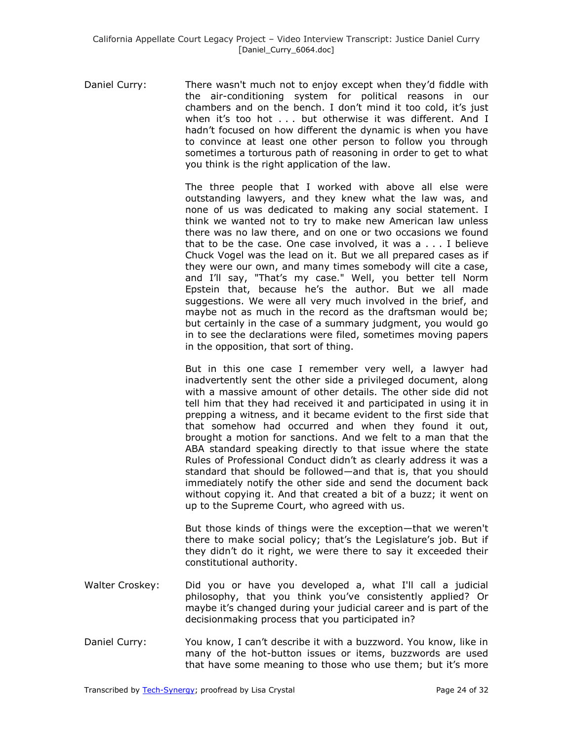Daniel Curry: There wasn't much not to enjoy except when they'd fiddle with the air-conditioning system for political reasons in our chambers and on the bench. I don't mind it too cold, it's just when it's too hot . . . but otherwise it was different. And I hadn't focused on how different the dynamic is when you have to convince at least one other person to follow you through sometimes a torturous path of reasoning in order to get to what you think is the right application of the law.

The three people that I worked with above all else were outstanding lawyers, and they knew what the law was, and none of us was dedicated to making any social statement. I think we wanted not to try to make new American law unless there was no law there, and on one or two occasions we found that to be the case. One case involved, it was a . . . I believe Chuck Vogel was the lead on it. But we all prepared cases as if they were our own, and many times somebody will cite a case, and I'll say, "That's my case." Well, you better tell Norm Epstein that, because he's the author. But we all made suggestions. We were all very much involved in the brief, and maybe not as much in the record as the draftsman would be; but certainly in the case of a summary judgment, you would go in to see the declarations were filed, sometimes moving papers in the opposition, that sort of thing.

But in this one case I remember very well, a lawyer had inadvertently sent the other side a privileged document, along with a massive amount of other details. The other side did not tell him that they had received it and participated in using it in prepping a witness, and it became evident to the first side that that somehow had occurred and when they found it out, brought a motion for sanctions. And we felt to a man that the ABA standard speaking directly to that issue where the state Rules of Professional Conduct didn't as clearly address it was a standard that should be followed—and that is, that you should immediately notify the other side and send the document back without copying it. And that created a bit of a buzz; it went on up to the Supreme Court, who agreed with us.

But those kinds of things were the exception—that we weren't there to make social policy; that's the Legislature's job. But if they didn't do it right, we were there to say it exceeded their constitutional authority.

Walter Croskey: Did you or have you developed a, what I'll call a judicial philosophy, that you think you've consistently applied? Or maybe it's changed during your judicial career and is part of the decisionmaking process that you participated in?

Daniel Curry: You know, I can't describe it with a buzzword. You know, like in many of the hot-button issues or items, buzzwords are used that have some meaning to those who use them; but it's more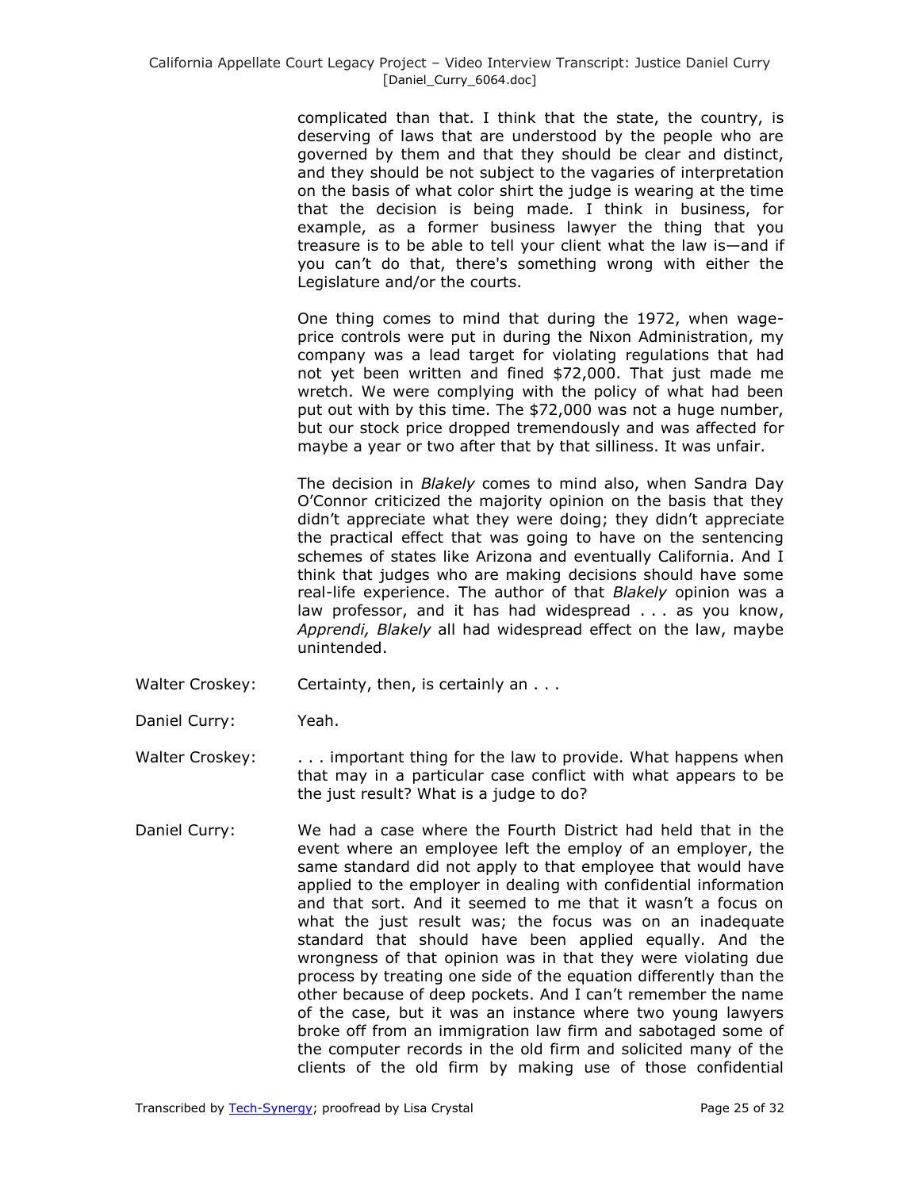complicated than that. I think that the state, the country, is deserving of laws that are understood by the people who are governed by them and that they should be clear and distinct, and they should be not subject to the vagaries of interpretation on the basis of what color shirt the judge is wearing at the time that the decision is being made. I think in business, for example, as a former business lawyer the thing that you treasure is to be able to tell your client what the law is—and if you can't do that, there's something wrong with either the Legislature and/or the courts.

One thing comes to mind that during the 1972, when wage-price controls were put in during the Nixon Administration, my company was a lead target for violating regulations that had not yet been written and fined $72,000. That just made me wretch. We were complying with the policy of what had been put out with by this time. The $72,000 was not a huge number, but our stock price dropped tremendously and was affected for maybe a year or two after that by that silliness. It was unfair.

The decision in *Blakely* comes to mind also, when Sandra Day O'Connor criticized the majority opinion on the basis that they didn't appreciate what they were doing; they didn't appreciate the practical effect that was going to have on the sentencing schemes of states like Arizona and eventually California. And I think that judges who are making decisions should have some real-life experience. The author of that *Blakely* opinion was a law professor, and it has had widespread . . . as you know, *Apprendi, Blakely* all had widespread effect on the law, maybe unintended.

Walter Croskey: Certainty, then, is certainly an . . .

Daniel Curry: Yeah.

Walter Croskey: . . . important thing for the law to provide. What happens when that may in a particular case conflict with what appears to be the just result? What is a judge to do?

Daniel Curry: We had a case where the Fourth District had held that in the event where an employee left the employ of an employer, the same standard did not apply to that employee that would have applied to the employer in dealing with confidential information and that sort. And it seemed to me that it wasn't a focus on what the just result was; the focus was on an inadequate standard that should have been applied equally. And the wrongness of that opinion was in that they were violating due process by treating one side of the equation differently than the other because of deep pockets. And I can't remember the name of the case, but it was an instance where two young lawyers broke off from an immigration law firm and sabotaged some of the computer records in the old firm and solicited many of the clients of the old firm by making use of those confidential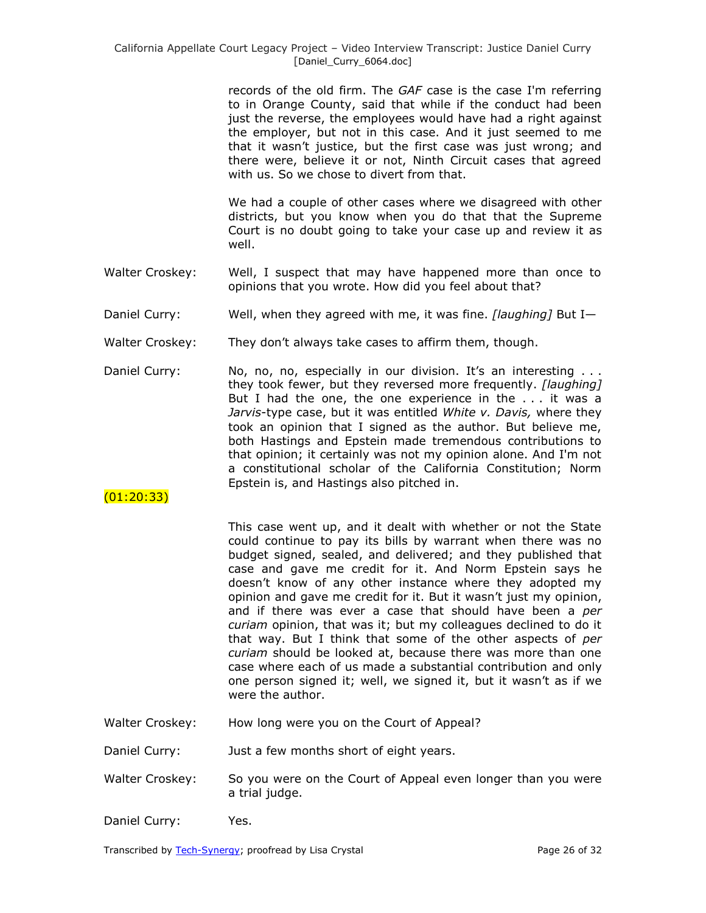records of the old firm. The *GAF* case is the case I'm referring to in Orange County, said that while if the conduct had been just the reverse, the employees would have had a right against the employer, but not in this case. And it just seemed to me that it wasn't justice, but the first case was just wrong; and there were, believe it or not, Ninth Circuit cases that agreed with us. So we chose to divert from that.

We had a couple of other cases where we disagreed with other districts, but you know when you do that that the Supreme Court is no doubt going to take your case up and review it as well.

Walter Croskey: Well, I suspect that may have happened more than once to opinions that you wrote. How did you feel about that?

Daniel Curry: Well, when they agreed with me, it was fine. *[laughing]* But I—

Walter Croskey: They don't always take cases to affirm them, though.

Daniel Curry: No, no, no, especially in our division. It's an interesting . . . they took fewer, but they reversed more frequently. *[laughing]* But I had the one, the one experience in the . . . it was a *Jarvis*-type case, but it was entitled *White v. Davis,* where they took an opinion that I signed as the author. But believe me, both Hastings and Epstein made tremendous contributions to that opinion; it certainly was not my opinion alone. And I'm not a constitutional scholar of the California Constitution; Norm Epstein is, and Hastings also pitched in.

(01:20:33)

This case went up, and it dealt with whether or not the State could continue to pay its bills by warrant when there was no budget signed, sealed, and delivered; and they published that case and gave me credit for it. And Norm Epstein says he doesn't know of any other instance where they adopted my opinion and gave me credit for it. But it wasn't just my opinion, and if there was ever a case that should have been a *per curiam* opinion, that was it; but my colleagues declined to do it that way. But I think that some of the other aspects of *per curiam* should be looked at, because there was more than one case where each of us made a substantial contribution and only one person signed it; well, we signed it, but it wasn't as if we were the author.

Walter Croskey: How long were you on the Court of Appeal?

Daniel Curry: Just a few months short of eight years.

Walter Croskey: So you were on the Court of Appeal even longer than you were a trial judge.

Daniel Curry: Yes.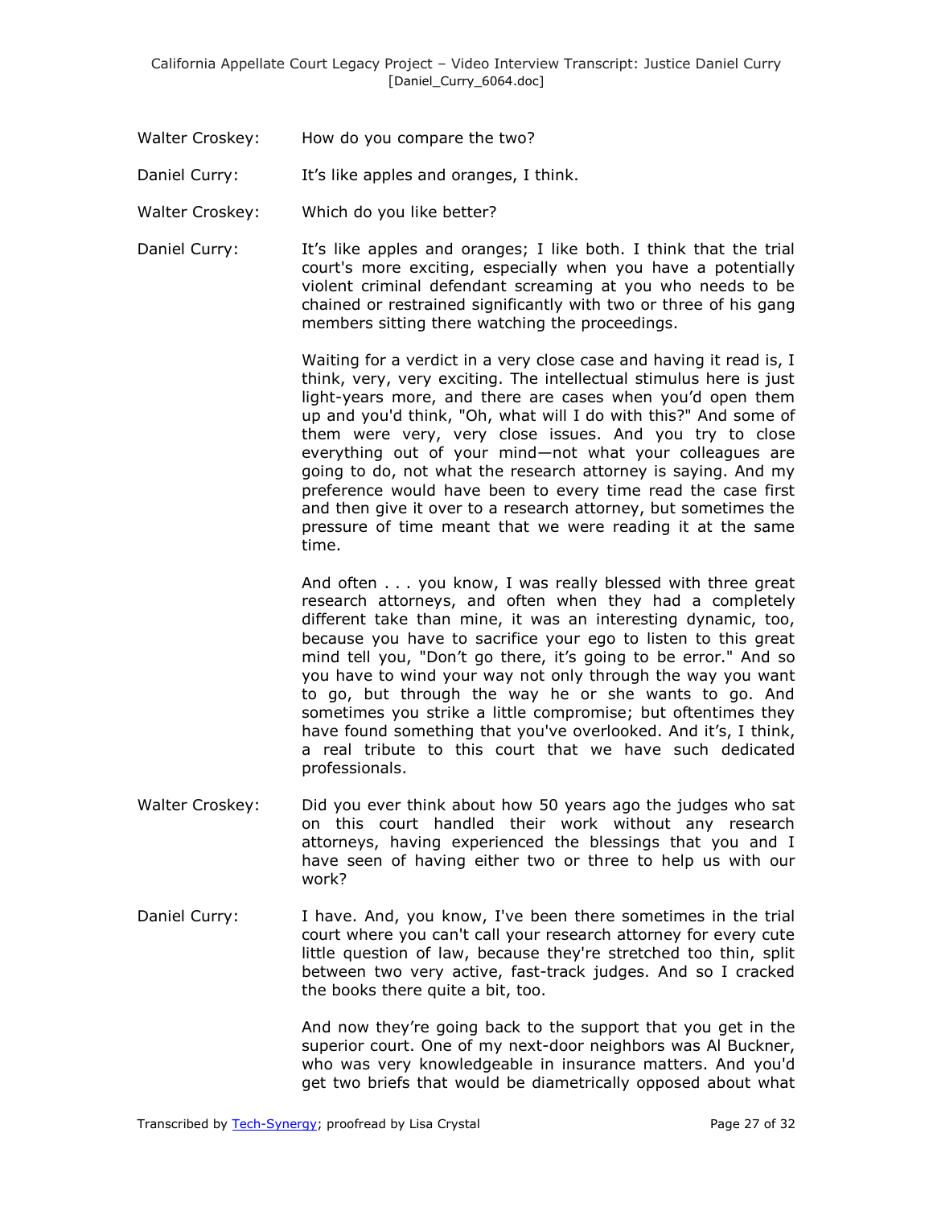Walter Croskey: How do you compare the two?

Daniel Curry: It's like apples and oranges, I think.

Walter Croskey: Which do you like better?

Daniel Curry: It's like apples and oranges; I like both. I think that the trial court's more exciting, especially when you have a potentially violent criminal defendant screaming at you who needs to be chained or restrained significantly with two or three of his gang members sitting there watching the proceedings.

Waiting for a verdict in a very close case and having it read is, I think, very, very exciting. The intellectual stimulus here is just light-years more, and there are cases when you'd open them up and you'd think, "Oh, what will I do with this?" And some of them were very, very close issues. And you try to close everything out of your mind—not what your colleagues are going to do, not what the research attorney is saying. And my preference would have been to every time read the case first and then give it over to a research attorney, but sometimes the pressure of time meant that we were reading it at the same time.

And often . . . you know, I was really blessed with three great research attorneys, and often when they had a completely different take than mine, it was an interesting dynamic, too, because you have to sacrifice your ego to listen to this great mind tell you, "Don't go there, it's going to be error." And so you have to wind your way not only through the way you want to go, but through the way he or she wants to go. And sometimes you strike a little compromise; but oftentimes they have found something that you've overlooked. And it's, I think, a real tribute to this court that we have such dedicated professionals.

Walter Croskey: Did you ever think about how 50 years ago the judges who sat on this court handled their work without any research attorneys, having experienced the blessings that you and I have seen of having either two or three to help us with our work?

Daniel Curry: I have. And, you know, I've been there sometimes in the trial court where you can't call your research attorney for every cute little question of law, because they're stretched too thin, split between two very active, fast-track judges. And so I cracked the books there quite a bit, too.

And now they're going back to the support that you get in the superior court. One of my next-door neighbors was Al Buckner, who was very knowledgeable in insurance matters. And you'd get two briefs that would be diametrically opposed about what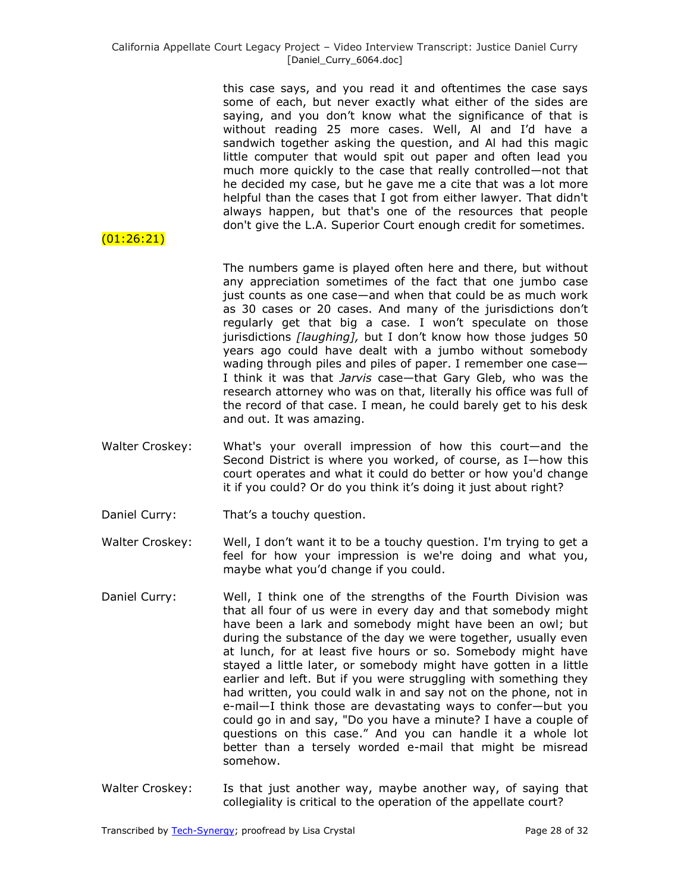this case says, and you read it and oftentimes the case says some of each, but never exactly what either of the sides are saying, and you don't know what the significance of that is without reading 25 more cases. Well, Al and I'd have a sandwich together asking the question, and Al had this magic little computer that would spit out paper and often lead you much more quickly to the case that really controlled—not that he decided my case, but he gave me a cite that was a lot more helpful than the cases that I got from either lawyer. That didn't always happen, but that's one of the resources that people don't give the L.A. Superior Court enough credit for sometimes.

(01:26:21)

The numbers game is played often here and there, but without any appreciation sometimes of the fact that one jumbo case just counts as one case—and when that could be as much work as 30 cases or 20 cases. And many of the jurisdictions don't regularly get that big a case. I won't speculate on those jurisdictions *[laughing],* but I don't know how those judges 50 years ago could have dealt with a jumbo without somebody wading through piles and piles of paper. I remember one case—I think it was that *Jarvis* case—that Gary Gleb, who was the research attorney who was on that, literally his office was full of the record of that case. I mean, he could barely get to his desk and out. It was amazing.

Walter Croskey: What's your overall impression of how this court—and the Second District is where you worked, of course, as I—how this court operates and what it could do better or how you'd change it if you could? Or do you think it's doing it just about right?

Daniel Curry: That's a touchy question.

Walter Croskey: Well, I don't want it to be a touchy question. I'm trying to get a feel for how your impression is we're doing and what you, maybe what you'd change if you could.

Daniel Curry: Well, I think one of the strengths of the Fourth Division was that all four of us were in every day and that somebody might have been a lark and somebody might have been an owl; but during the substance of the day we were together, usually even at lunch, for at least five hours or so. Somebody might have stayed a little later, or somebody might have gotten in a little earlier and left. But if you were struggling with something they had written, you could walk in and say not on the phone, not in e-mail—I think those are devastating ways to confer—but you could go in and say, "Do you have a minute? I have a couple of questions on this case." And you can handle it a whole lot better than a tersely worded e-mail that might be misread somehow.

Walter Croskey: Is that just another way, maybe another way, of saying that collegiality is critical to the operation of the appellate court?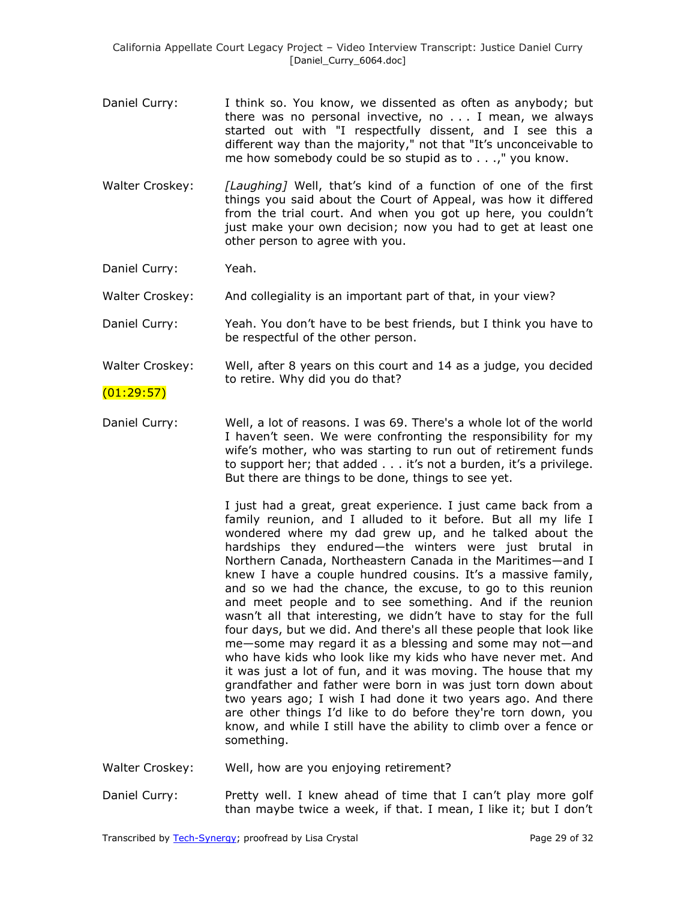Daniel Curry: I think so. You know, we dissented as often as anybody; but there was no personal invective, no . . . I mean, we always started out with "I respectfully dissent, and I see this a different way than the majority," not that "It's unconceivable to me how somebody could be so stupid as to . . .," you know.

Walter Croskey: *[Laughing]* Well, that's kind of a function of one of the first things you said about the Court of Appeal, was how it differed from the trial court. And when you got up here, you couldn't just make your own decision; now you had to get at least one other person to agree with you.

Daniel Curry: Yeah.

Walter Croskey: And collegiality is an important part of that, in your view?

Daniel Curry: Yeah. You don't have to be best friends, but I think you have to be respectful of the other person.

Walter Croskey: Well, after 8 years on this court and 14 as a judge, you decided to retire. Why did you do that?

(01:29:57)

Daniel Curry: Well, a lot of reasons. I was 69. There's a whole lot of the world I haven't seen. We were confronting the responsibility for my wife's mother, who was starting to run out of retirement funds to support her; that added . . . it's not a burden, it's a privilege. But there are things to be done, things to see yet.

I just had a great, great experience. I just came back from a family reunion, and I alluded to it before. But all my life I wondered where my dad grew up, and he talked about the hardships they endured—the winters were just brutal in Northern Canada, Northeastern Canada in the Maritimes—and I knew I have a couple hundred cousins. It's a massive family, and so we had the chance, the excuse, to go to this reunion and meet people and to see something. And if the reunion wasn't all that interesting, we didn't have to stay for the full four days, but we did. And there's all these people that look like me—some may regard it as a blessing and some may not—and who have kids who look like my kids who have never met. And it was just a lot of fun, and it was moving. The house that my grandfather and father were born in was just torn down about two years ago; I wish I had done it two years ago. And there are other things I'd like to do before they're torn down, you know, and while I still have the ability to climb over a fence or something.

Walter Croskey: Well, how are you enjoying retirement?

Daniel Curry: Pretty well. I knew ahead of time that I can't play more golf than maybe twice a week, if that. I mean, I like it; but I don't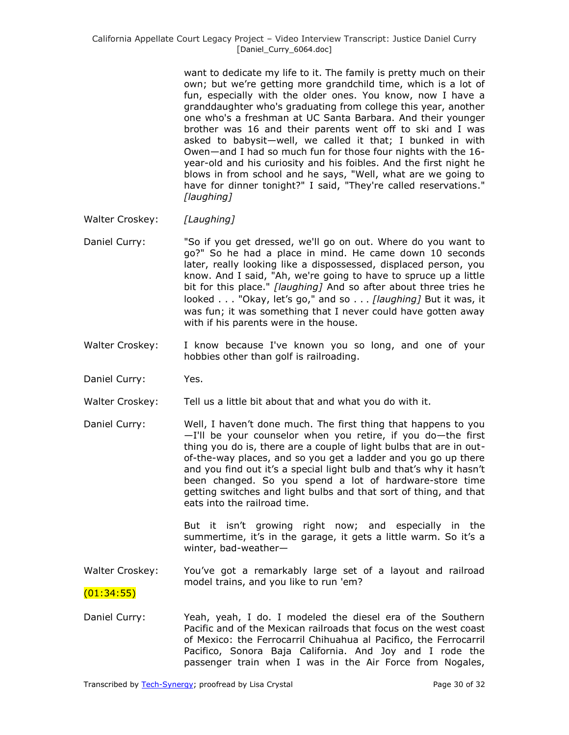want to dedicate my life to it. The family is pretty much on their own; but we're getting more grandchild time, which is a lot of fun, especially with the older ones. You know, now I have a granddaughter who's graduating from college this year, another one who's a freshman at UC Santa Barbara. And their younger brother was 16 and their parents went off to ski and I was asked to babysit—well, we called it that; I bunked in with Owen—and I had so much fun for those four nights with the 16-year-old and his curiosity and his foibles. And the first night he blows in from school and he says, "Well, what are we going to have for dinner tonight?" I said, "They're called reservations." *[laughing]*

Walter Croskey: *[Laughing]*

Daniel Curry: "So if you get dressed, we'll go on out. Where do you want to go?" So he had a place in mind. He came down 10 seconds later, really looking like a dispossessed, displaced person, you know. And I said, "Ah, we're going to have to spruce up a little bit for this place." *[laughing]* And so after about three tries he looked . . . "Okay, let's go," and so . . . *[laughing]* But it was, it was fun; it was something that I never could have gotten away with if his parents were in the house.

Walter Croskey: I know because I've known you so long, and one of your hobbies other than golf is railroading.

Daniel Curry: Yes.

Walter Croskey: Tell us a little bit about that and what you do with it.

Daniel Curry: Well, I haven't done much. The first thing that happens to you—I'll be your counselor when you retire, if you do—the first thing you do is, there are a couple of light bulbs that are in out-of-the-way places, and so you get a ladder and you go up there and you find out it's a special light bulb and that's why it hasn't been changed. So you spend a lot of hardware-store time getting switches and light bulbs and that sort of thing, and that eats into the railroad time.

But it isn't growing right now; and especially in the summertime, it's in the garage, it gets a little warm. So it's a winter, bad-weather—

Walter Croskey: You've got a remarkably large set of a layout and railroad model trains, and you like to run 'em?

(01:34:55)

Daniel Curry: Yeah, yeah, I do. I modeled the diesel era of the Southern Pacific and of the Mexican railroads that focus on the west coast of Mexico: the Ferrocarril Chihuahua al Pacifico, the Ferrocarril Pacifico, Sonora Baja California. And Joy and I rode the passenger train when I was in the Air Force from Nogales,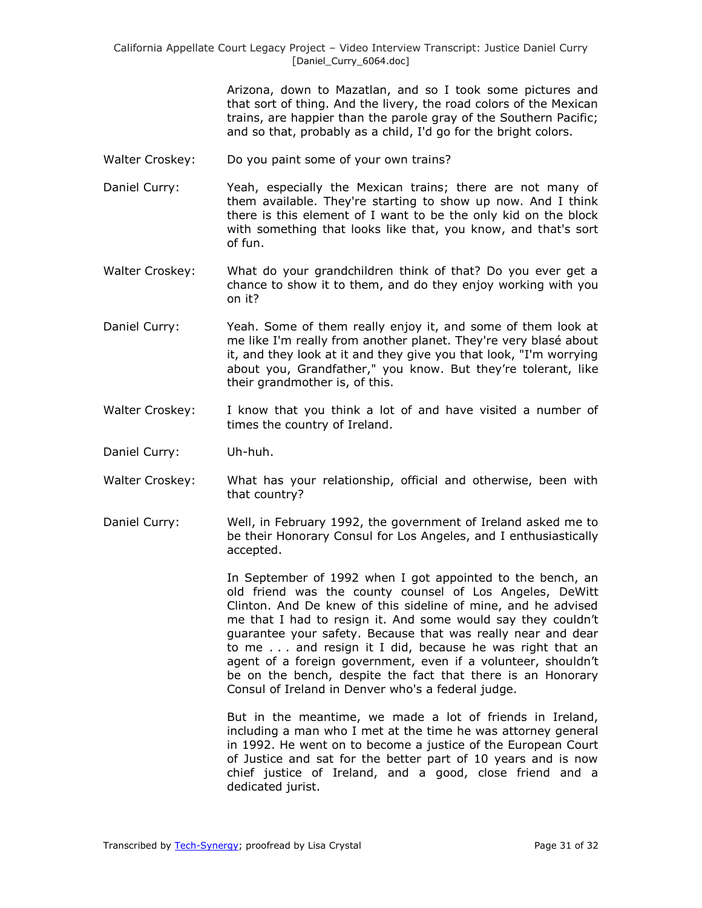Arizona, down to Mazatlan, and so I took some pictures and that sort of thing. And the livery, the road colors of the Mexican trains, are happier than the parole gray of the Southern Pacific; and so that, probably as a child, I'd go for the bright colors.

Walter Croskey: Do you paint some of your own trains?

Daniel Curry: Yeah, especially the Mexican trains; there are not many of them available. They're starting to show up now. And I think there is this element of I want to be the only kid on the block with something that looks like that, you know, and that's sort of fun.

Walter Croskey: What do your grandchildren think of that? Do you ever get a chance to show it to them, and do they enjoy working with you on it?

Daniel Curry: Yeah. Some of them really enjoy it, and some of them look at me like I'm really from another planet. They're very blasé about it, and they look at it and they give you that look, "I'm worrying about you, Grandfather," you know. But they're tolerant, like their grandmother is, of this.

Walter Croskey: I know that you think a lot of and have visited a number of times the country of Ireland.

Daniel Curry: Uh-huh.

Walter Croskey: What has your relationship, official and otherwise, been with that country?

Daniel Curry: Well, in February 1992, the government of Ireland asked me to be their Honorary Consul for Los Angeles, and I enthusiastically accepted.

In September of 1992 when I got appointed to the bench, an old friend was the county counsel of Los Angeles, DeWitt Clinton. And De knew of this sideline of mine, and he advised me that I had to resign it. And some would say they couldn't guarantee your safety. Because that was really near and dear to me . . . and resign it I did, because he was right that an agent of a foreign government, even if a volunteer, shouldn't be on the bench, despite the fact that there is an Honorary Consul of Ireland in Denver who's a federal judge.

But in the meantime, we made a lot of friends in Ireland, including a man who I met at the time he was attorney general in 1992. He went on to become a justice of the European Court of Justice and sat for the better part of 10 years and is now chief justice of Ireland, and a good, close friend and a dedicated jurist.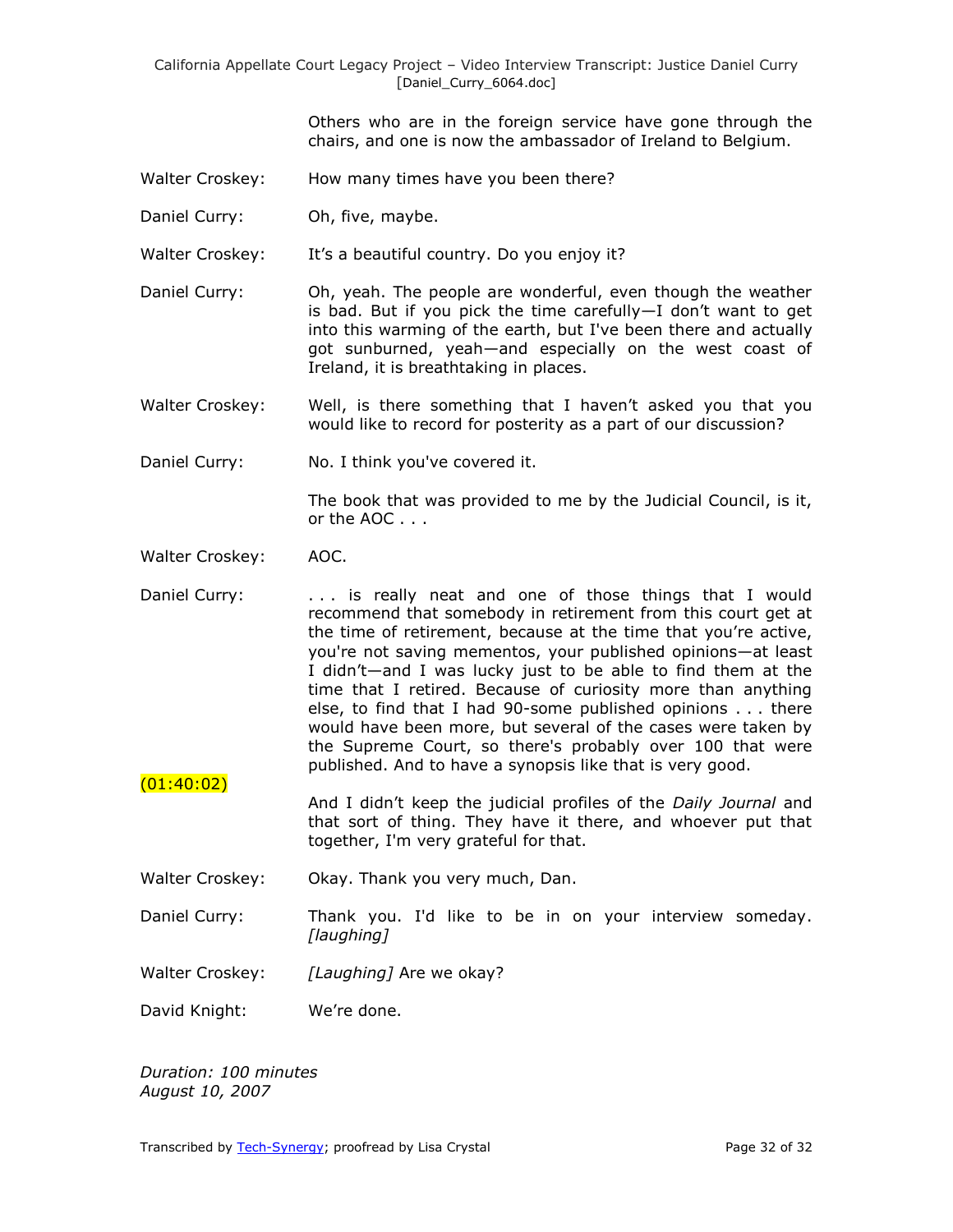Others who are in the foreign service have gone through the chairs, and one is now the ambassador of Ireland to Belgium.

Walter Croskey: How many times have you been there?

Daniel Curry: Oh, five, maybe.

Walter Croskey: It's a beautiful country. Do you enjoy it?

Daniel Curry: Oh, yeah. The people are wonderful, even though the weather is bad. But if you pick the time carefully—I don't want to get into this warming of the earth, but I've been there and actually got sunburned, yeah—and especially on the west coast of Ireland, it is breathtaking in places.

Walter Croskey: Well, is there something that I haven't asked you that you would like to record for posterity as a part of our discussion?

Daniel Curry: No. I think you've covered it.

The book that was provided to me by the Judicial Council, is it, or the AOC . . .

Walter Croskey: AOC.

Daniel Curry: . . . is really neat and one of those things that I would recommend that somebody in retirement from this court get at the time of retirement, because at the time that you're active, you're not saving mementos, your published opinions—at least I didn't—and I was lucky just to be able to find them at the time that I retired. Because of curiosity more than anything else, to find that I had 90-some published opinions . . . there would have been more, but several of the cases were taken by the Supreme Court, so there's probably over 100 that were published. And to have a synopsis like that is very good.

(01:40:02)

And I didn't keep the judicial profiles of the *Daily Journal* and that sort of thing. They have it there, and whoever put that together, I'm very grateful for that.

Walter Croskey: Okay. Thank you very much, Dan.

Daniel Curry: Thank you. I'd like to be in on your interview someday. *[laughing]*

Walter Croskey: *[Laughing]* Are we okay?

David Knight: We're done.

*Duration: 100 minutes*
*August 10, 2007*